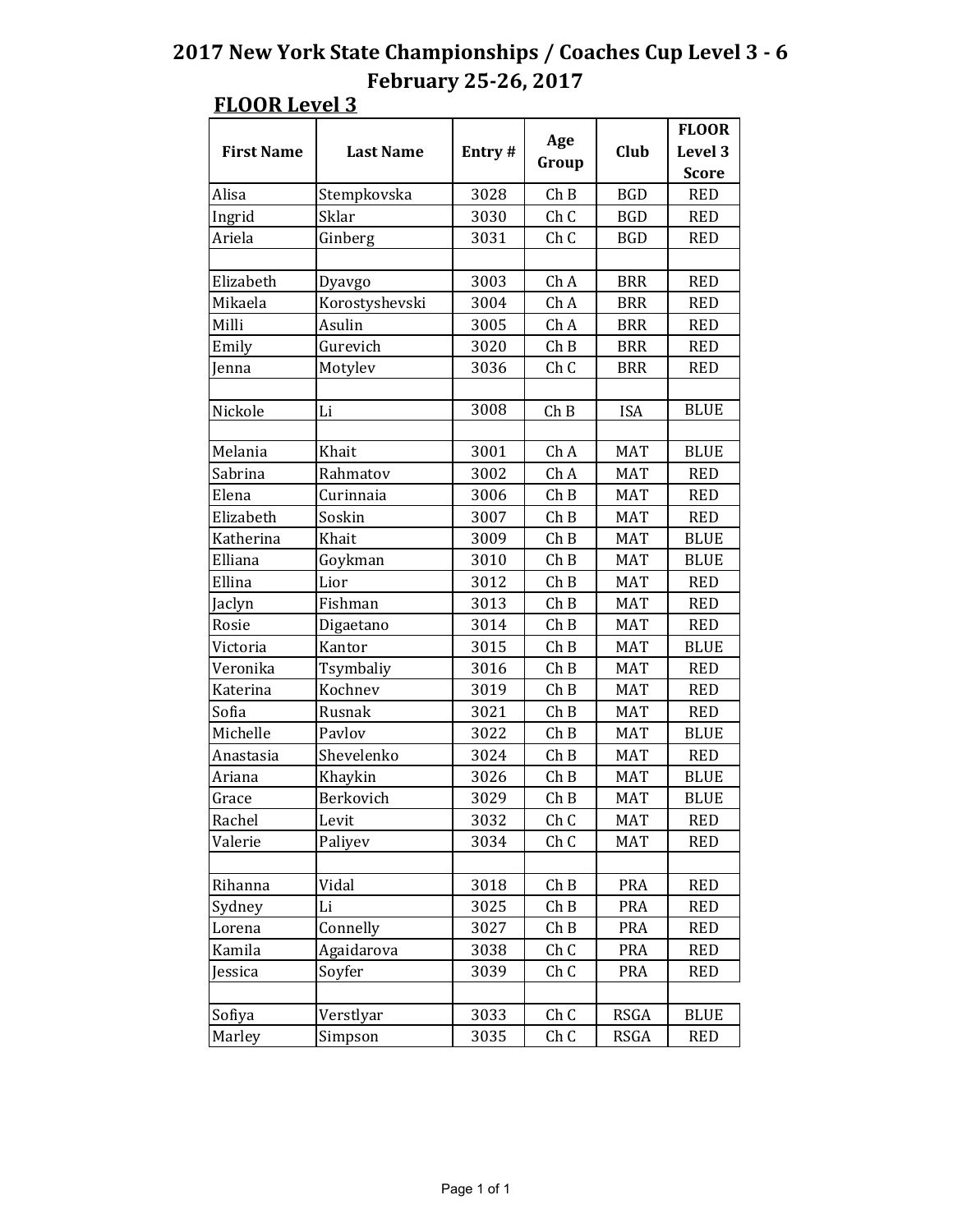# 2017 New York State Championships / Coaches Cup Level 3 - 6

## February 25-26, 2017

### FLOOR Level 3

| First Name | Last Name | Entry # | Age Group | Club | FLOOR Level 3 Score |
|---|---|---|---|---|---|
| Alisa | Stempkovska | 3028 | Ch B | BGD | RED |
| Ingrid | Sklar | 3030 | Ch C | BGD | RED |
| Ariela | Ginberg | 3031 | Ch C | BGD | RED |
| | | | | | |
| Elizabeth | Dyavgo | 3003 | Ch A | BRR | RED |
| Mikaela | Korostyshevski | 3004 | Ch A | BRR | RED |
| Milli | Asulin | 3005 | Ch A | BRR | RED |
| Emily | Gurevich | 3020 | Ch B | BRR | RED |
| Jenna | Motylev | 3036 | Ch C | BRR | RED |
| | | | | | |
| Nickole | Li | 3008 | Ch B | ISA | BLUE |
| | | | | | |
| Melania | Khait | 3001 | Ch A | MAT | BLUE |
| Sabrina | Rahmatov | 3002 | Ch A | MAT | RED |
| Elena | Curinnaia | 3006 | Ch B | MAT | RED |
| Elizabeth | Soskin | 3007 | Ch B | MAT | RED |
| Katherina | Khait | 3009 | Ch B | MAT | BLUE |
| Elliana | Goykman | 3010 | Ch B | MAT | BLUE |
| Ellina | Lior | 3012 | Ch B | MAT | RED |
| Jaclyn | Fishman | 3013 | Ch B | MAT | RED |
| Rosie | Digaetano | 3014 | Ch B | MAT | RED |
| Victoria | Kantor | 3015 | Ch B | MAT | BLUE |
| Veronika | Tsymbaliy | 3016 | Ch B | MAT | RED |
| Katerina | Kochnev | 3019 | Ch B | MAT | RED |
| Sofia | Rusnak | 3021 | Ch B | MAT | RED |
| Michelle | Pavlov | 3022 | Ch B | MAT | BLUE |
| Anastasia | Shevelenko | 3024 | Ch B | MAT | RED |
| Ariana | Khaykin | 3026 | Ch B | MAT | BLUE |
| Grace | Berkovich | 3029 | Ch B | MAT | BLUE |
| Rachel | Levit | 3032 | Ch C | MAT | RED |
| Valerie | Paliyev | 3034 | Ch C | MAT | RED |
| | | | | | |
| Rihanna | Vidal | 3018 | Ch B | PRA | RED |
| Sydney | Li | 3025 | Ch B | PRA | RED |
| Lorena | Connelly | 3027 | Ch B | PRA | RED |
| Kamila | Agaidarova | 3038 | Ch C | PRA | RED |
| Jessica | Soyfer | 3039 | Ch C | PRA | RED |
| | | | | | |
| Sofiya | Verstlyar | 3033 | Ch C | RSGA | BLUE |
| Marley | Simpson | 3035 | Ch C | RSGA | RED |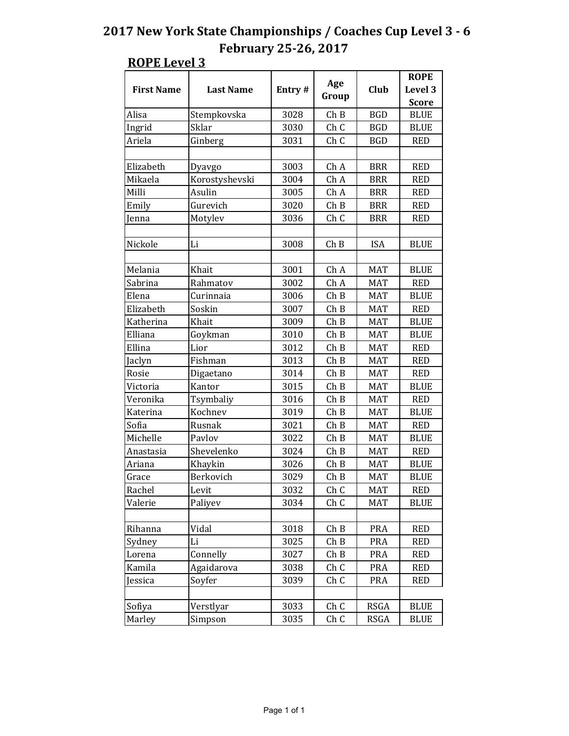# 2017 New York State Championships / Coaches Cup Level 3 - 6
# February 25-26, 2017

## ROPE Level 3

| First Name | Last Name | Entry # | Age Group | Club | ROPE Level 3 Score |
|---|---|---|---|---|---|
| Alisa | Stempkovska | 3028 | Ch B | BGD | BLUE |
| Ingrid | Sklar | 3030 | Ch C | BGD | BLUE |
| Ariela | Ginberg | 3031 | Ch C | BGD | RED |
| | | | | | |
| Elizabeth | Dyavgo | 3003 | Ch A | BRR | RED |
| Mikaela | Korostyshevski | 3004 | Ch A | BRR | RED |
| Milli | Asulin | 3005 | Ch A | BRR | RED |
| Emily | Gurevich | 3020 | Ch B | BRR | RED |
| Jenna | Motylev | 3036 | Ch C | BRR | RED |
| | | | | | |
| Nickole | Li | 3008 | Ch B | ISA | BLUE |
| | | | | | |
| Melania | Khait | 3001 | Ch A | MAT | BLUE |
| Sabrina | Rahmatov | 3002 | Ch A | MAT | RED |
| Elena | Curinnaia | 3006 | Ch B | MAT | BLUE |
| Elizabeth | Soskin | 3007 | Ch B | MAT | RED |
| Katherina | Khait | 3009 | Ch B | MAT | BLUE |
| Elliana | Goykman | 3010 | Ch B | MAT | BLUE |
| Ellina | Lior | 3012 | Ch B | MAT | RED |
| Jaclyn | Fishman | 3013 | Ch B | MAT | RED |
| Rosie | Digaetano | 3014 | Ch B | MAT | RED |
| Victoria | Kantor | 3015 | Ch B | MAT | BLUE |
| Veronika | Tsymbaliy | 3016 | Ch B | MAT | RED |
| Katerina | Kochnev | 3019 | Ch B | MAT | BLUE |
| Sofia | Rusnak | 3021 | Ch B | MAT | RED |
| Michelle | Pavlov | 3022 | Ch B | MAT | BLUE |
| Anastasia | Shevelenko | 3024 | Ch B | MAT | RED |
| Ariana | Khaykin | 3026 | Ch B | MAT | BLUE |
| Grace | Berkovich | 3029 | Ch B | MAT | BLUE |
| Rachel | Levit | 3032 | Ch C | MAT | RED |
| Valerie | Paliyev | 3034 | Ch C | MAT | BLUE |
| | | | | | |
| Rihanna | Vidal | 3018 | Ch B | PRA | RED |
| Sydney | Li | 3025 | Ch B | PRA | RED |
| Lorena | Connelly | 3027 | Ch B | PRA | RED |
| Kamila | Agaidarova | 3038 | Ch C | PRA | RED |
| Jessica | Soyfer | 3039 | Ch C | PRA | RED |
| | | | | | |
| Sofiya | Verstlyar | 3033 | Ch C | RSGA | BLUE |
| Marley | Simpson | 3035 | Ch C | RSGA | BLUE |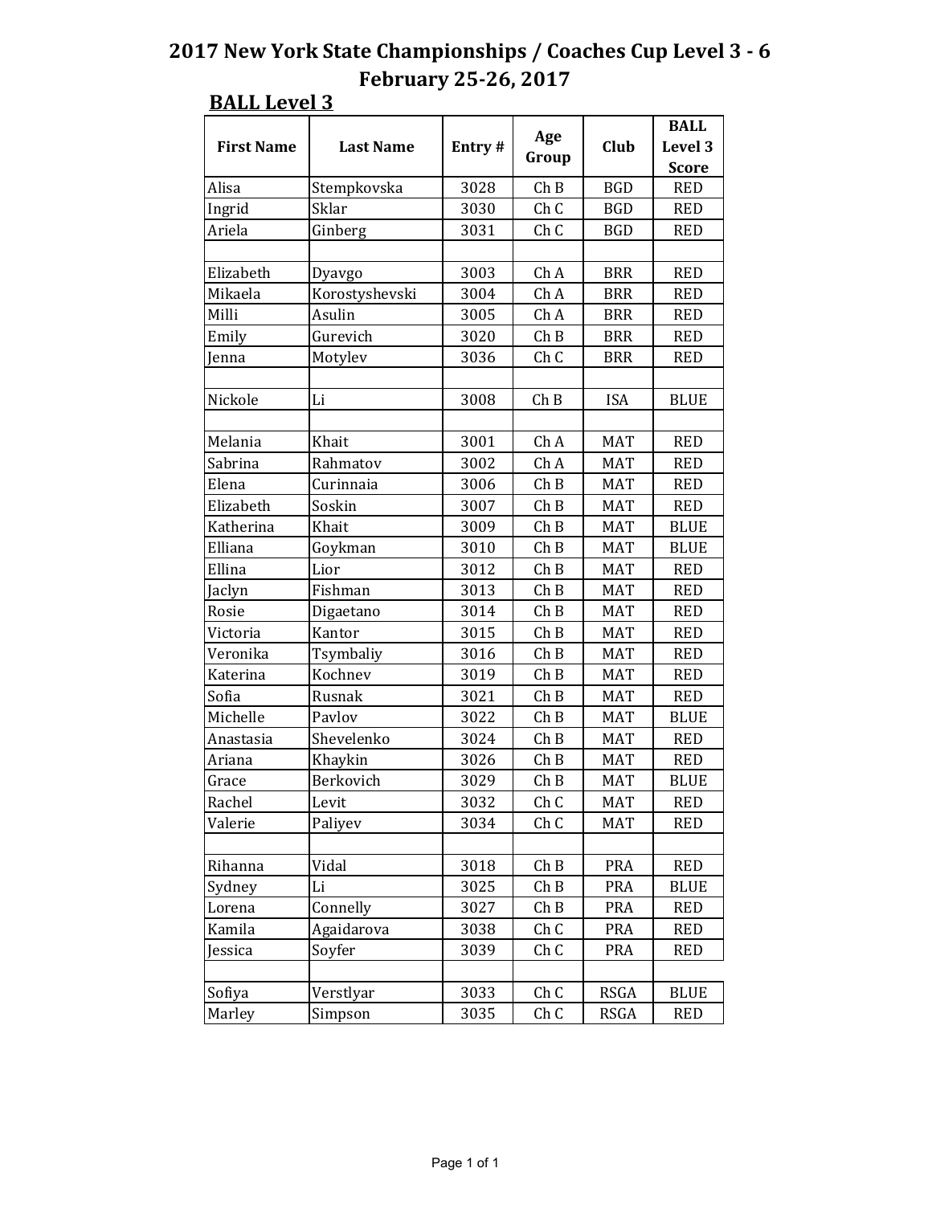# 2017 New York State Championships / Coaches Cup Level 3 - 6

## February 25-26, 2017

### BALL Level 3

| First Name | Last Name | Entry # | Age Group | Club | BALL Level 3 Score |
|---|---|---|---|---|---|
| Alisa | Stempkovska | 3028 | Ch B | BGD | RED |
| Ingrid | Sklar | 3030 | Ch C | BGD | RED |
| Ariela | Ginberg | 3031 | Ch C | BGD | RED |
| | | | | | |
| Elizabeth | Dyavgo | 3003 | Ch A | BRR | RED |
| Mikaela | Korostyshevski | 3004 | Ch A | BRR | RED |
| Milli | Asulin | 3005 | Ch A | BRR | RED |
| Emily | Gurevich | 3020 | Ch B | BRR | RED |
| Jenna | Motylev | 3036 | Ch C | BRR | RED |
| | | | | | |
| Nickole | Li | 3008 | Ch B | ISA | BLUE |
| | | | | | |
| Melania | Khait | 3001 | Ch A | MAT | RED |
| Sabrina | Rahmatov | 3002 | Ch A | MAT | RED |
| Elena | Curinnaia | 3006 | Ch B | MAT | RED |
| Elizabeth | Soskin | 3007 | Ch B | MAT | RED |
| Katherina | Khait | 3009 | Ch B | MAT | BLUE |
| Elliana | Goykman | 3010 | Ch B | MAT | BLUE |
| Ellina | Lior | 3012 | Ch B | MAT | RED |
| Jaclyn | Fishman | 3013 | Ch B | MAT | RED |
| Rosie | Digaetano | 3014 | Ch B | MAT | RED |
| Victoria | Kantor | 3015 | Ch B | MAT | RED |
| Veronika | Tsymbaliy | 3016 | Ch B | MAT | RED |
| Katerina | Kochnev | 3019 | Ch B | MAT | RED |
| Sofia | Rusnak | 3021 | Ch B | MAT | RED |
| Michelle | Pavlov | 3022 | Ch B | MAT | BLUE |
| Anastasia | Shevelenko | 3024 | Ch B | MAT | RED |
| Ariana | Khaykin | 3026 | Ch B | MAT | RED |
| Grace | Berkovich | 3029 | Ch B | MAT | BLUE |
| Rachel | Levit | 3032 | Ch C | MAT | RED |
| Valerie | Paliyev | 3034 | Ch C | MAT | RED |
| | | | | | |
| Rihanna | Vidal | 3018 | Ch B | PRA | RED |
| Sydney | Li | 3025 | Ch B | PRA | BLUE |
| Lorena | Connelly | 3027 | Ch B | PRA | RED |
| Kamila | Agaidarova | 3038 | Ch C | PRA | RED |
| Jessica | Soyfer | 3039 | Ch C | PRA | RED |
| | | | | | |
| Sofiya | Verstlyar | 3033 | Ch C | RSGA | BLUE |
| Marley | Simpson | 3035 | Ch C | RSGA | RED |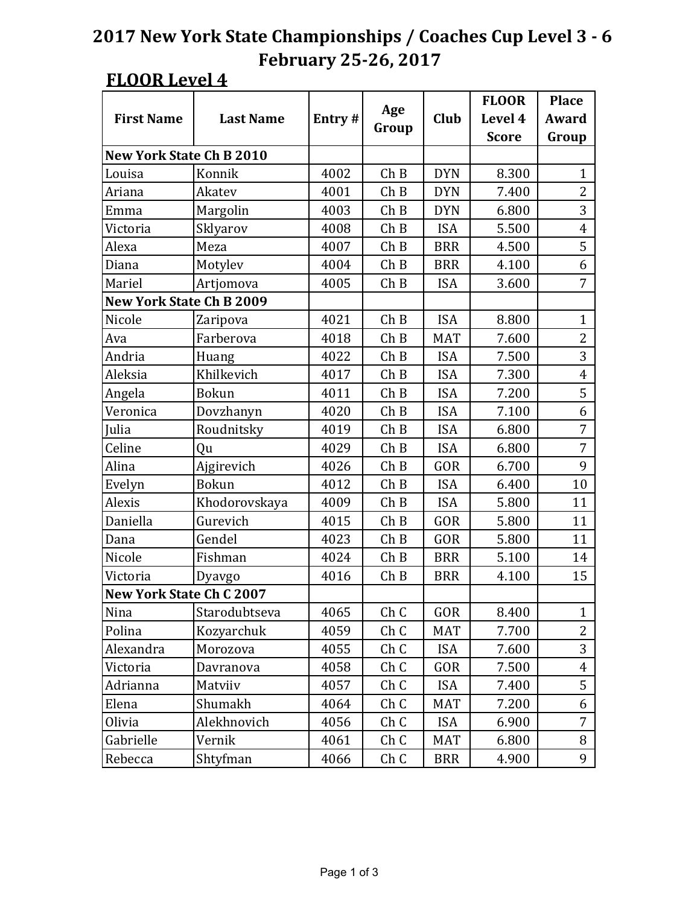# 2017 New York State Championships / Coaches Cup Level 3 - 6
## February 25-26, 2017

### FLOOR Level 4

| First Name | Last Name | Entry # | Age Group | Club | FLOOR Level 4 Score | Place Award Group |
|---|---|---|---|---|---|---|
| **New York State Ch B 2010** | | | | | | |
| Louisa | Konnik | 4002 | Ch B | DYN | 8.300 | 1 |
| Ariana | Akatev | 4001 | Ch B | DYN | 7.400 | 2 |
| Emma | Margolin | 4003 | Ch B | DYN | 6.800 | 3 |
| Victoria | Sklyarov | 4008 | Ch B | ISA | 5.500 | 4 |
| Alexa | Meza | 4007 | Ch B | BRR | 4.500 | 5 |
| Diana | Motylev | 4004 | Ch B | BRR | 4.100 | 6 |
| Mariel | Artjomova | 4005 | Ch B | ISA | 3.600 | 7 |
| **New York State Ch B 2009** | | | | | | |
| Nicole | Zaripova | 4021 | Ch B | ISA | 8.800 | 1 |
| Ava | Farberova | 4018 | Ch B | MAT | 7.600 | 2 |
| Andria | Huang | 4022 | Ch B | ISA | 7.500 | 3 |
| Aleksia | Khilkevich | 4017 | Ch B | ISA | 7.300 | 4 |
| Angela | Bokun | 4011 | Ch B | ISA | 7.200 | 5 |
| Veronica | Dovzhanyn | 4020 | Ch B | ISA | 7.100 | 6 |
| Julia | Roudnitsky | 4019 | Ch B | ISA | 6.800 | 7 |
| Celine | Qu | 4029 | Ch B | ISA | 6.800 | 7 |
| Alina | Ajgirevich | 4026 | Ch B | GOR | 6.700 | 9 |
| Evelyn | Bokun | 4012 | Ch B | ISA | 6.400 | 10 |
| Alexis | Khodorovskaya | 4009 | Ch B | ISA | 5.800 | 11 |
| Daniella | Gurevich | 4015 | Ch B | GOR | 5.800 | 11 |
| Dana | Gendel | 4023 | Ch B | GOR | 5.800 | 11 |
| Nicole | Fishman | 4024 | Ch B | BRR | 5.100 | 14 |
| Victoria | Dyavgo | 4016 | Ch B | BRR | 4.100 | 15 |
| **New York State Ch C 2007** | | | | | | |
| Nina | Starodubtseva | 4065 | Ch C | GOR | 8.400 | 1 |
| Polina | Kozyarchuk | 4059 | Ch C | MAT | 7.700 | 2 |
| Alexandra | Morozova | 4055 | Ch C | ISA | 7.600 | 3 |
| Victoria | Davranova | 4058 | Ch C | GOR | 7.500 | 4 |
| Adrianna | Matviiv | 4057 | Ch C | ISA | 7.400 | 5 |
| Elena | Shumakh | 4064 | Ch C | MAT | 7.200 | 6 |
| Olivia | Alekhnovich | 4056 | Ch C | ISA | 6.900 | 7 |
| Gabrielle | Vernik | 4061 | Ch C | MAT | 6.800 | 8 |
| Rebecca | Shtyfman | 4066 | Ch C | BRR | 4.900 | 9 |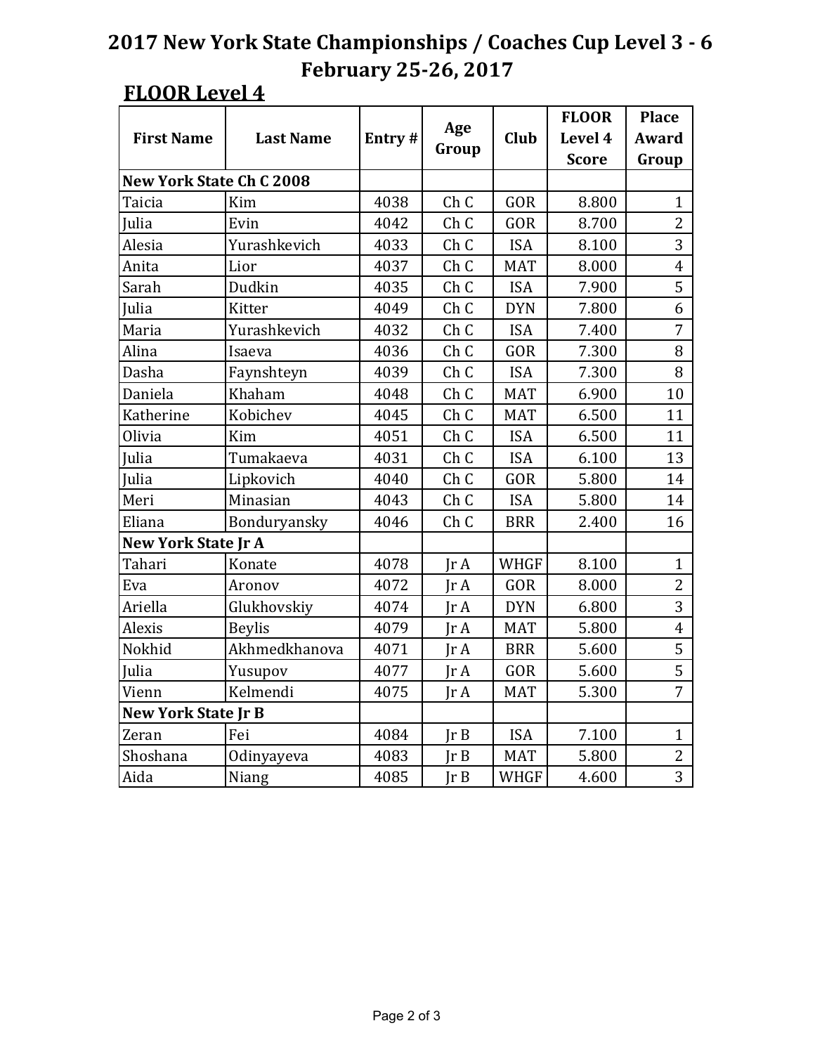# 2017 New York State Championships / Coaches Cup Level 3 - 6
## February 25-26, 2017

### FLOOR Level 4

| First Name | Last Name | Entry # | Age Group | Club | FLOOR Level 4 Score | Place Award Group |
|---|---|---|---|---|---|---|
| **New York State Ch C 2008** | | | | | | |
| Taicia | Kim | 4038 | Ch C | GOR | 8.800 | 1 |
| Julia | Evin | 4042 | Ch C | GOR | 8.700 | 2 |
| Alesia | Yurashkevich | 4033 | Ch C | ISA | 8.100 | 3 |
| Anita | Lior | 4037 | Ch C | MAT | 8.000 | 4 |
| Sarah | Dudkin | 4035 | Ch C | ISA | 7.900 | 5 |
| Julia | Kitter | 4049 | Ch C | DYN | 7.800 | 6 |
| Maria | Yurashkevich | 4032 | Ch C | ISA | 7.400 | 7 |
| Alina | Isaeva | 4036 | Ch C | GOR | 7.300 | 8 |
| Dasha | Faynshteyn | 4039 | Ch C | ISA | 7.300 | 8 |
| Daniela | Khaham | 4048 | Ch C | MAT | 6.900 | 10 |
| Katherine | Kobichev | 4045 | Ch C | MAT | 6.500 | 11 |
| Olivia | Kim | 4051 | Ch C | ISA | 6.500 | 11 |
| Julia | Tumakaeva | 4031 | Ch C | ISA | 6.100 | 13 |
| Julia | Lipkovich | 4040 | Ch C | GOR | 5.800 | 14 |
| Meri | Minasian | 4043 | Ch C | ISA | 5.800 | 14 |
| Eliana | Bonduryansky | 4046 | Ch C | BRR | 2.400 | 16 |
| **New York State Jr A** | | | | | | |
| Tahari | Konate | 4078 | Jr A | WHGF | 8.100 | 1 |
| Eva | Aronov | 4072 | Jr A | GOR | 8.000 | 2 |
| Ariella | Glukhovskiy | 4074 | Jr A | DYN | 6.800 | 3 |
| Alexis | Beylis | 4079 | Jr A | MAT | 5.800 | 4 |
| Nokhid | Akhmedkhanova | 4071 | Jr A | BRR | 5.600 | 5 |
| Julia | Yusupov | 4077 | Jr A | GOR | 5.600 | 5 |
| Vienn | Kelmendi | 4075 | Jr A | MAT | 5.300 | 7 |
| **New York State Jr B** | | | | | | |
| Zeran | Fei | 4084 | Jr B | ISA | 7.100 | 1 |
| Shoshana | Odinyayeva | 4083 | Jr B | MAT | 5.800 | 2 |
| Aida | Niang | 4085 | Jr B | WHGF | 4.600 | 3 |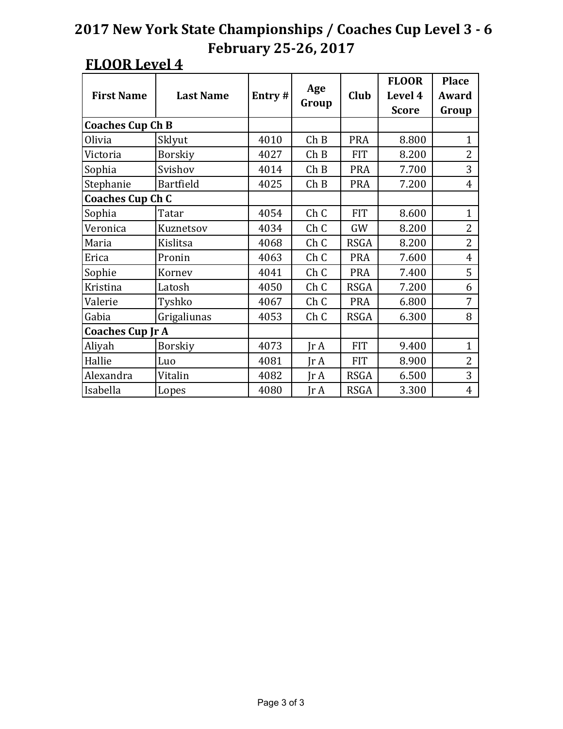# 2017 New York State Championships / Coaches Cup Level 3 - 6
# February 25-26, 2017

## FLOOR Level 4

| First Name | Last Name | Entry # | Age Group | Club | FLOOR Level 4 Score | Place Award Group |
|---|---|---|---|---|---|---|
| **Coaches Cup Ch B** | | | | | | |
| Olivia | Sklyut | 4010 | Ch B | PRA | 8.800 | 1 |
| Victoria | Borskiy | 4027 | Ch B | FIT | 8.200 | 2 |
| Sophia | Svishov | 4014 | Ch B | PRA | 7.700 | 3 |
| Stephanie | Bartfield | 4025 | Ch B | PRA | 7.200 | 4 |
| **Coaches Cup Ch C** | | | | | | |
| Sophia | Tatar | 4054 | Ch C | FIT | 8.600 | 1 |
| Veronica | Kuznetsov | 4034 | Ch C | GW | 8.200 | 2 |
| Maria | Kislitsa | 4068 | Ch C | RSGA | 8.200 | 2 |
| Erica | Pronin | 4063 | Ch C | PRA | 7.600 | 4 |
| Sophie | Kornev | 4041 | Ch C | PRA | 7.400 | 5 |
| Kristina | Latosh | 4050 | Ch C | RSGA | 7.200 | 6 |
| Valerie | Tyshko | 4067 | Ch C | PRA | 6.800 | 7 |
| Gabia | Grigaliunas | 4053 | Ch C | RSGA | 6.300 | 8 |
| **Coaches Cup Jr A** | | | | | | |
| Aliyah | Borskiy | 4073 | Jr A | FIT | 9.400 | 1 |
| Hallie | Luo | 4081 | Jr A | FIT | 8.900 | 2 |
| Alexandra | Vitalin | 4082 | Jr A | RSGA | 6.500 | 3 |
| Isabella | Lopes | 4080 | Jr A | RSGA | 3.300 | 4 |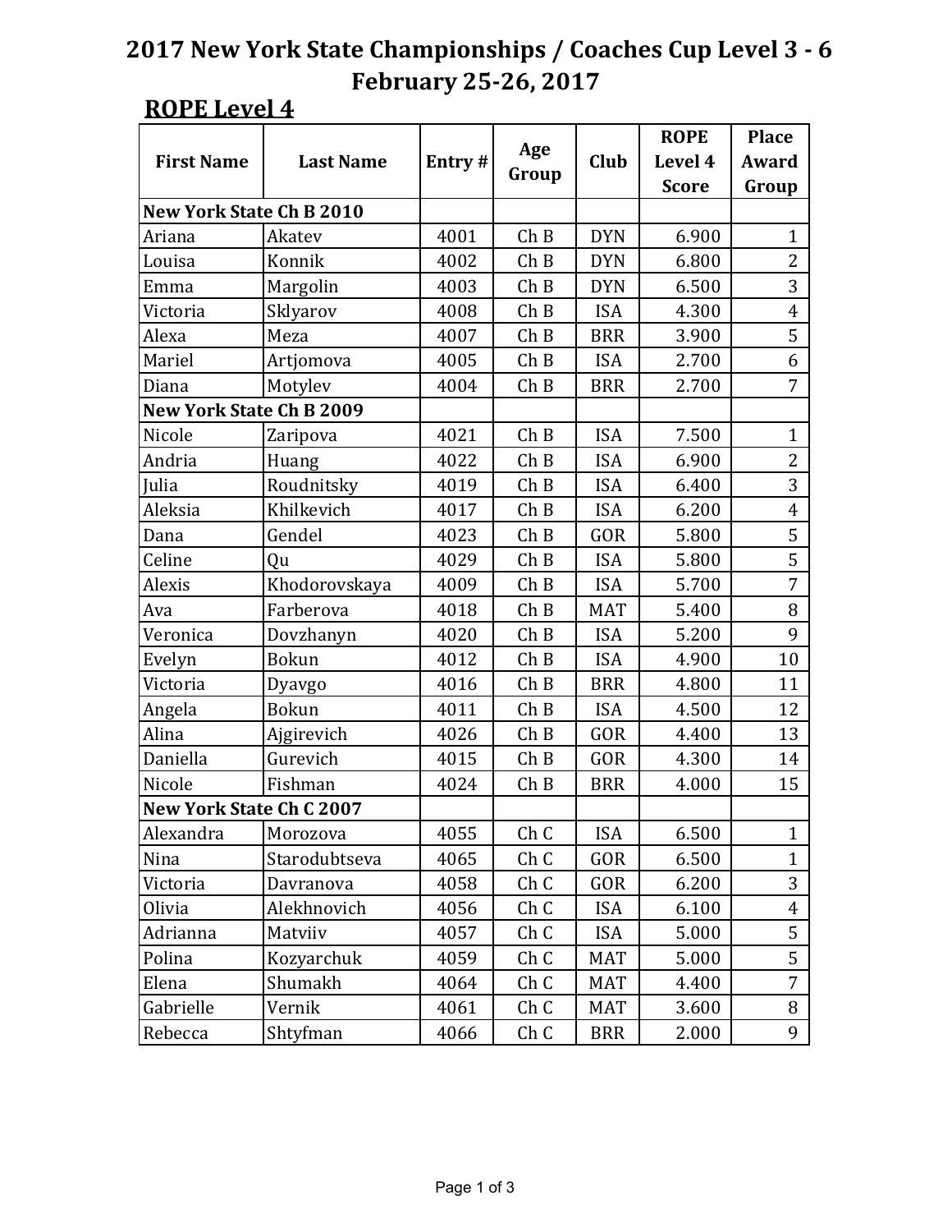# 2017 New York State Championships / Coaches Cup Level 3 - 6
# February 25-26, 2017

## ROPE Level 4

| First Name | Last Name | Entry # | Age Group | Club | ROPE Level 4 Score | Place Award Group |
|---|---|---|---|---|---|---|
| **New York State Ch B 2010** | | | | | | |
| Ariana | Akatev | 4001 | Ch B | DYN | 6.900 | 1 |
| Louisa | Konnik | 4002 | Ch B | DYN | 6.800 | 2 |
| Emma | Margolin | 4003 | Ch B | DYN | 6.500 | 3 |
| Victoria | Sklyarov | 4008 | Ch B | ISA | 4.300 | 4 |
| Alexa | Meza | 4007 | Ch B | BRR | 3.900 | 5 |
| Mariel | Artjomova | 4005 | Ch B | ISA | 2.700 | 6 |
| Diana | Motylev | 4004 | Ch B | BRR | 2.700 | 7 |
| **New York State Ch B 2009** | | | | | | |
| Nicole | Zaripova | 4021 | Ch B | ISA | 7.500 | 1 |
| Andria | Huang | 4022 | Ch B | ISA | 6.900 | 2 |
| Julia | Roudnitsky | 4019 | Ch B | ISA | 6.400 | 3 |
| Aleksia | Khilkevich | 4017 | Ch B | ISA | 6.200 | 4 |
| Dana | Gendel | 4023 | Ch B | GOR | 5.800 | 5 |
| Celine | Qu | 4029 | Ch B | ISA | 5.800 | 5 |
| Alexis | Khodorovskaya | 4009 | Ch B | ISA | 5.700 | 7 |
| Ava | Farberova | 4018 | Ch B | MAT | 5.400 | 8 |
| Veronica | Dovzhanyn | 4020 | Ch B | ISA | 5.200 | 9 |
| Evelyn | Bokun | 4012 | Ch B | ISA | 4.900 | 10 |
| Victoria | Dyavgo | 4016 | Ch B | BRR | 4.800 | 11 |
| Angela | Bokun | 4011 | Ch B | ISA | 4.500 | 12 |
| Alina | Ajgirevich | 4026 | Ch B | GOR | 4.400 | 13 |
| Daniella | Gurevich | 4015 | Ch B | GOR | 4.300 | 14 |
| Nicole | Fishman | 4024 | Ch B | BRR | 4.000 | 15 |
| **New York State Ch C 2007** | | | | | | |
| Alexandra | Morozova | 4055 | Ch C | ISA | 6.500 | 1 |
| Nina | Starodubtseva | 4065 | Ch C | GOR | 6.500 | 1 |
| Victoria | Davranova | 4058 | Ch C | GOR | 6.200 | 3 |
| Olivia | Alekhnovich | 4056 | Ch C | ISA | 6.100 | 4 |
| Adrianna | Matviiv | 4057 | Ch C | ISA | 5.000 | 5 |
| Polina | Kozyarchuk | 4059 | Ch C | MAT | 5.000 | 5 |
| Elena | Shumakh | 4064 | Ch C | MAT | 4.400 | 7 |
| Gabrielle | Vernik | 4061 | Ch C | MAT | 3.600 | 8 |
| Rebecca | Shtyfman | 4066 | Ch C | BRR | 2.000 | 9 |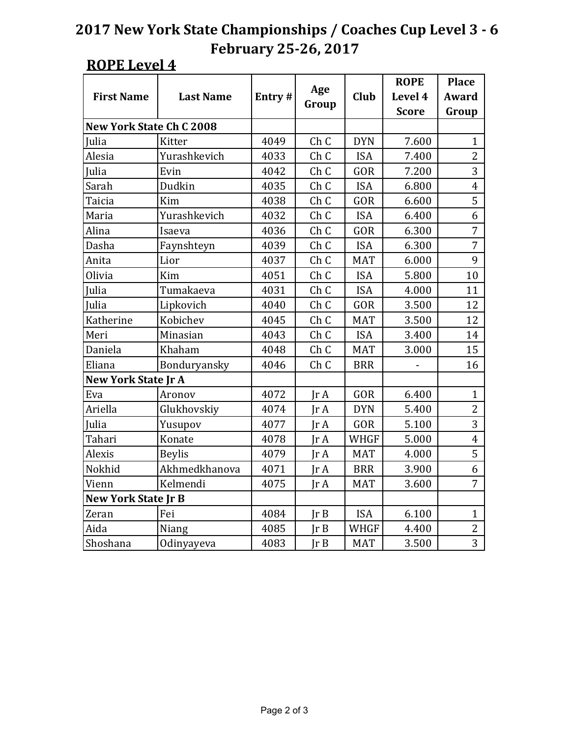# 2017 New York State Championships / Coaches Cup Level 3 - 6
## February 25-26, 2017

### ROPE Level 4

| First Name | Last Name | Entry # | Age Group | Club | ROPE Level 4 Score | Place Award Group |
|---|---|---|---|---|---|---|
| **New York State Ch C 2008** | | | | | | |
| Julia | Kitter | 4049 | Ch C | DYN | 7.600 | 1 |
| Alesia | Yurashkevich | 4033 | Ch C | ISA | 7.400 | 2 |
| Julia | Evin | 4042 | Ch C | GOR | 7.200 | 3 |
| Sarah | Dudkin | 4035 | Ch C | ISA | 6.800 | 4 |
| Taicia | Kim | 4038 | Ch C | GOR | 6.600 | 5 |
| Maria | Yurashkevich | 4032 | Ch C | ISA | 6.400 | 6 |
| Alina | Isaeva | 4036 | Ch C | GOR | 6.300 | 7 |
| Dasha | Faynshteyn | 4039 | Ch C | ISA | 6.300 | 7 |
| Anita | Lior | 4037 | Ch C | MAT | 6.000 | 9 |
| Olivia | Kim | 4051 | Ch C | ISA | 5.800 | 10 |
| Julia | Tumakaeva | 4031 | Ch C | ISA | 4.000 | 11 |
| Julia | Lipkovich | 4040 | Ch C | GOR | 3.500 | 12 |
| Katherine | Kobichev | 4045 | Ch C | MAT | 3.500 | 12 |
| Meri | Minasian | 4043 | Ch C | ISA | 3.400 | 14 |
| Daniela | Khaham | 4048 | Ch C | MAT | 3.000 | 15 |
| Eliana | Bonduryansky | 4046 | Ch C | BRR | - | 16 |
| **New York State Jr A** | | | | | | |
| Eva | Aronov | 4072 | Jr A | GOR | 6.400 | 1 |
| Ariella | Glukhovskiy | 4074 | Jr A | DYN | 5.400 | 2 |
| Julia | Yusupov | 4077 | Jr A | GOR | 5.100 | 3 |
| Tahari | Konate | 4078 | Jr A | WHGF | 5.000 | 4 |
| Alexis | Beylis | 4079 | Jr A | MAT | 4.000 | 5 |
| Nokhid | Akhmedkhanova | 4071 | Jr A | BRR | 3.900 | 6 |
| Vienn | Kelmendi | 4075 | Jr A | MAT | 3.600 | 7 |
| **New York State Jr B** | | | | | | |
| Zeran | Fei | 4084 | Jr B | ISA | 6.100 | 1 |
| Aida | Niang | 4085 | Jr B | WHGF | 4.400 | 2 |
| Shoshana | Odinyayeva | 4083 | Jr B | MAT | 3.500 | 3 |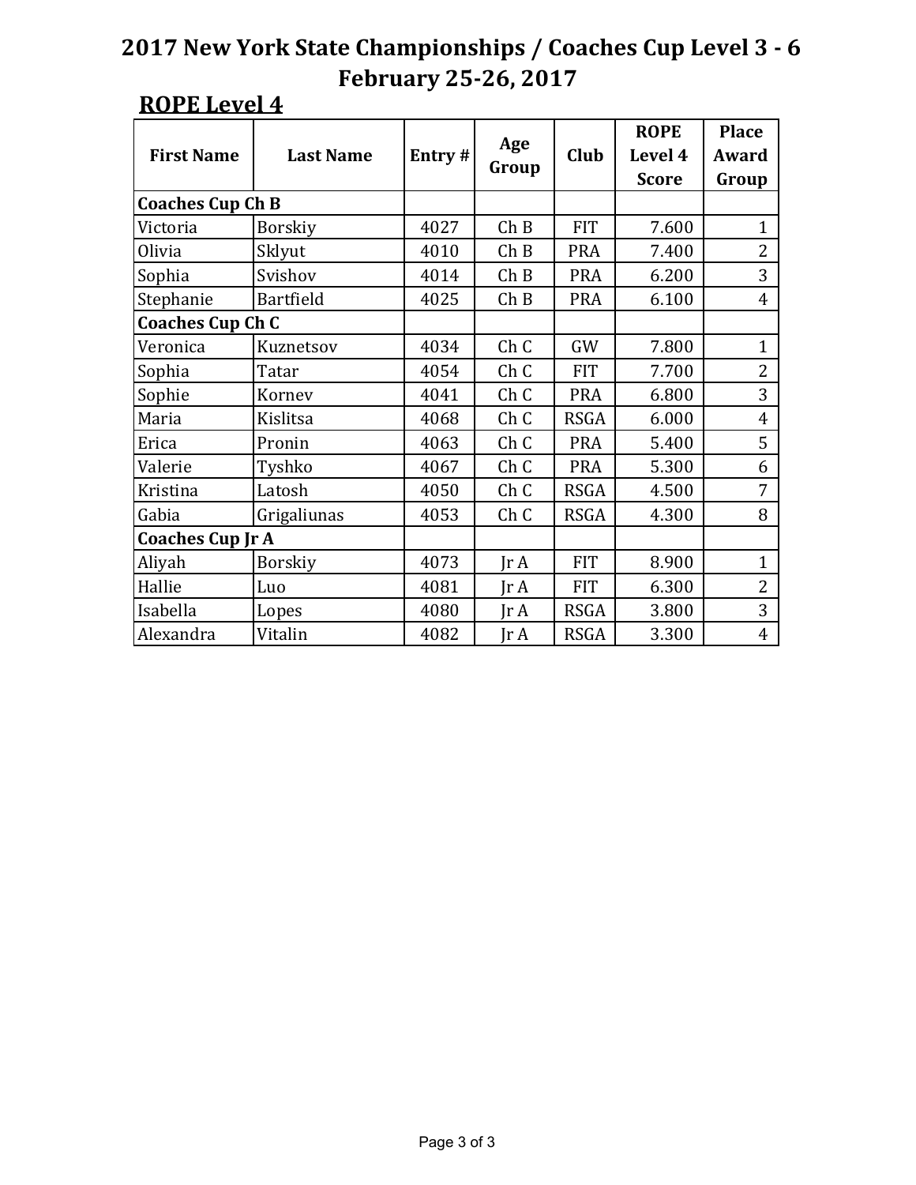# 2017 New York State Championships / Coaches Cup Level 3 - 6
# February 25-26, 2017

## ROPE Level 4

| First Name | Last Name | Entry # | Age Group | Club | ROPE Level 4 Score | Place Award Group |
|---|---|---|---|---|---|---|
| **Coaches Cup Ch B** | | | | | | |
| Victoria | Borskiy | 4027 | Ch B | FIT | 7.600 | 1 |
| Olivia | Sklyut | 4010 | Ch B | PRA | 7.400 | 2 |
| Sophia | Svishov | 4014 | Ch B | PRA | 6.200 | 3 |
| Stephanie | Bartfield | 4025 | Ch B | PRA | 6.100 | 4 |
| **Coaches Cup Ch C** | | | | | | |
| Veronica | Kuznetsov | 4034 | Ch C | GW | 7.800 | 1 |
| Sophia | Tatar | 4054 | Ch C | FIT | 7.700 | 2 |
| Sophie | Kornev | 4041 | Ch C | PRA | 6.800 | 3 |
| Maria | Kislitsa | 4068 | Ch C | RSGA | 6.000 | 4 |
| Erica | Pronin | 4063 | Ch C | PRA | 5.400 | 5 |
| Valerie | Tyshko | 4067 | Ch C | PRA | 5.300 | 6 |
| Kristina | Latosh | 4050 | Ch C | RSGA | 4.500 | 7 |
| Gabia | Grigaliunas | 4053 | Ch C | RSGA | 4.300 | 8 |
| **Coaches Cup Jr A** | | | | | | |
| Aliyah | Borskiy | 4073 | Jr A | FIT | 8.900 | 1 |
| Hallie | Luo | 4081 | Jr A | FIT | 6.300 | 2 |
| Isabella | Lopes | 4080 | Jr A | RSGA | 3.800 | 3 |
| Alexandra | Vitalin | 4082 | Jr A | RSGA | 3.300 | 4 |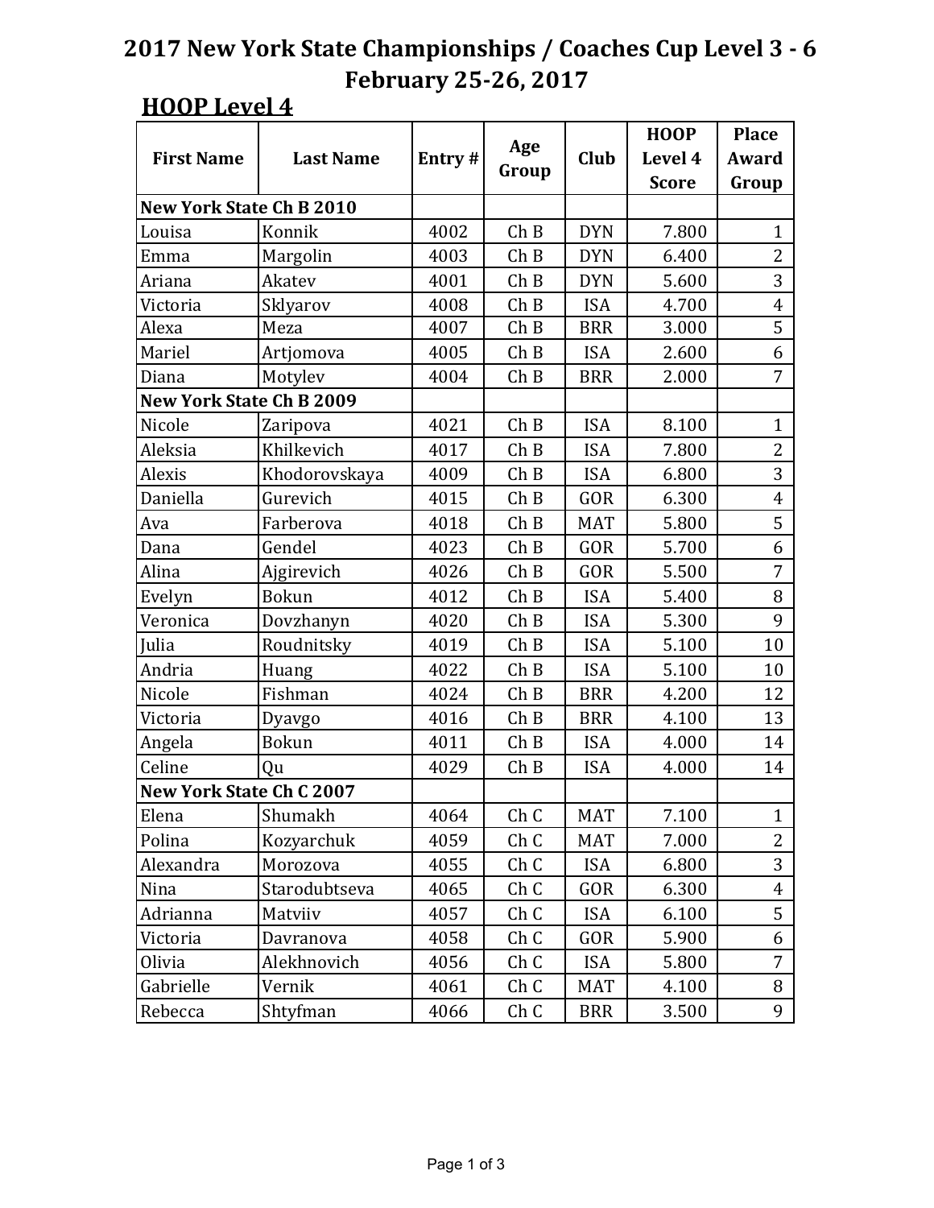# 2017 New York State Championships / Coaches Cup Level 3 - 6
## February 25-26, 2017

### HOOP Level 4

| First Name | Last Name | Entry # | Age Group | Club | HOOP Level 4 Score | Place Award Group |
|---|---|---|---|---|---|---|
| **New York State Ch B 2010** | | | | | | |
| Louisa | Konnik | 4002 | Ch B | DYN | 7.800 | 1 |
| Emma | Margolin | 4003 | Ch B | DYN | 6.400 | 2 |
| Ariana | Akatev | 4001 | Ch B | DYN | 5.600 | 3 |
| Victoria | Sklyarov | 4008 | Ch B | ISA | 4.700 | 4 |
| Alexa | Meza | 4007 | Ch B | BRR | 3.000 | 5 |
| Mariel | Artjomova | 4005 | Ch B | ISA | 2.600 | 6 |
| Diana | Motylev | 4004 | Ch B | BRR | 2.000 | 7 |
| **New York State Ch B 2009** | | | | | | |
| Nicole | Zaripova | 4021 | Ch B | ISA | 8.100 | 1 |
| Aleksia | Khilkevich | 4017 | Ch B | ISA | 7.800 | 2 |
| Alexis | Khodorovskaya | 4009 | Ch B | ISA | 6.800 | 3 |
| Daniella | Gurevich | 4015 | Ch B | GOR | 6.300 | 4 |
| Ava | Farberova | 4018 | Ch B | MAT | 5.800 | 5 |
| Dana | Gendel | 4023 | Ch B | GOR | 5.700 | 6 |
| Alina | Ajgirevich | 4026 | Ch B | GOR | 5.500 | 7 |
| Evelyn | Bokun | 4012 | Ch B | ISA | 5.400 | 8 |
| Veronica | Dovzhanyn | 4020 | Ch B | ISA | 5.300 | 9 |
| Julia | Roudnitsky | 4019 | Ch B | ISA | 5.100 | 10 |
| Andria | Huang | 4022 | Ch B | ISA | 5.100 | 10 |
| Nicole | Fishman | 4024 | Ch B | BRR | 4.200 | 12 |
| Victoria | Dyavgo | 4016 | Ch B | BRR | 4.100 | 13 |
| Angela | Bokun | 4011 | Ch B | ISA | 4.000 | 14 |
| Celine | Qu | 4029 | Ch B | ISA | 4.000 | 14 |
| **New York State Ch C 2007** | | | | | | |
| Elena | Shumakh | 4064 | Ch C | MAT | 7.100 | 1 |
| Polina | Kozyarchuk | 4059 | Ch C | MAT | 7.000 | 2 |
| Alexandra | Morozova | 4055 | Ch C | ISA | 6.800 | 3 |
| Nina | Starodubtseva | 4065 | Ch C | GOR | 6.300 | 4 |
| Adrianna | Matviiv | 4057 | Ch C | ISA | 6.100 | 5 |
| Victoria | Davranova | 4058 | Ch C | GOR | 5.900 | 6 |
| Olivia | Alekhnovich | 4056 | Ch C | ISA | 5.800 | 7 |
| Gabrielle | Vernik | 4061 | Ch C | MAT | 4.100 | 8 |
| Rebecca | Shtyfman | 4066 | Ch C | BRR | 3.500 | 9 |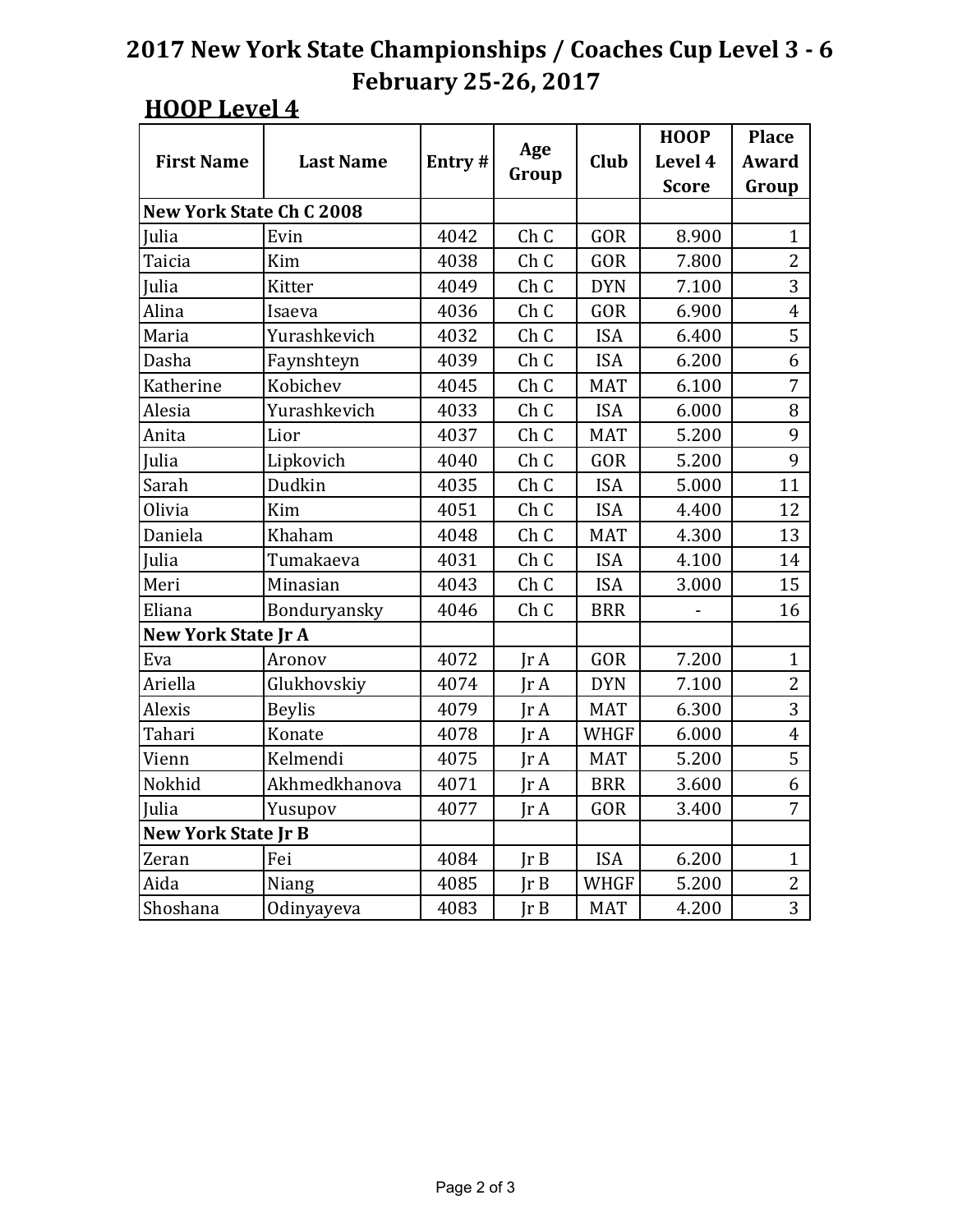# 2017 New York State Championships / Coaches Cup Level 3 - 6
# February 25-26, 2017

## HOOP Level 4

| First Name | Last Name | Entry # | Age Group | Club | HOOP Level 4 Score | Place Award Group |
|---|---|---|---|---|---|---|
| **New York State Ch C 2008** | | | | | | |
| Julia | Evin | 4042 | Ch C | GOR | 8.900 | 1 |
| Taicia | Kim | 4038 | Ch C | GOR | 7.800 | 2 |
| Julia | Kitter | 4049 | Ch C | DYN | 7.100 | 3 |
| Alina | Isaeva | 4036 | Ch C | GOR | 6.900 | 4 |
| Maria | Yurashkevich | 4032 | Ch C | ISA | 6.400 | 5 |
| Dasha | Faynshteyn | 4039 | Ch C | ISA | 6.200 | 6 |
| Katherine | Kobichev | 4045 | Ch C | MAT | 6.100 | 7 |
| Alesia | Yurashkevich | 4033 | Ch C | ISA | 6.000 | 8 |
| Anita | Lior | 4037 | Ch C | MAT | 5.200 | 9 |
| Julia | Lipkovich | 4040 | Ch C | GOR | 5.200 | 9 |
| Sarah | Dudkin | 4035 | Ch C | ISA | 5.000 | 11 |
| Olivia | Kim | 4051 | Ch C | ISA | 4.400 | 12 |
| Daniela | Khaham | 4048 | Ch C | MAT | 4.300 | 13 |
| Julia | Tumakaeva | 4031 | Ch C | ISA | 4.100 | 14 |
| Meri | Minasian | 4043 | Ch C | ISA | 3.000 | 15 |
| Eliana | Bonduryansky | 4046 | Ch C | BRR | - | 16 |
| **New York State Jr A** | | | | | | |
| Eva | Aronov | 4072 | Jr A | GOR | 7.200 | 1 |
| Ariella | Glukhovskiy | 4074 | Jr A | DYN | 7.100 | 2 |
| Alexis | Beylis | 4079 | Jr A | MAT | 6.300 | 3 |
| Tahari | Konate | 4078 | Jr A | WHGF | 6.000 | 4 |
| Vienn | Kelmendi | 4075 | Jr A | MAT | 5.200 | 5 |
| Nokhid | Akhmedkhanova | 4071 | Jr A | BRR | 3.600 | 6 |
| Julia | Yusupov | 4077 | Jr A | GOR | 3.400 | 7 |
| **New York State Jr B** | | | | | | |
| Zeran | Fei | 4084 | Jr B | ISA | 6.200 | 1 |
| Aida | Niang | 4085 | Jr B | WHGF | 5.200 | 2 |
| Shoshana | Odinyayeva | 4083 | Jr B | MAT | 4.200 | 3 |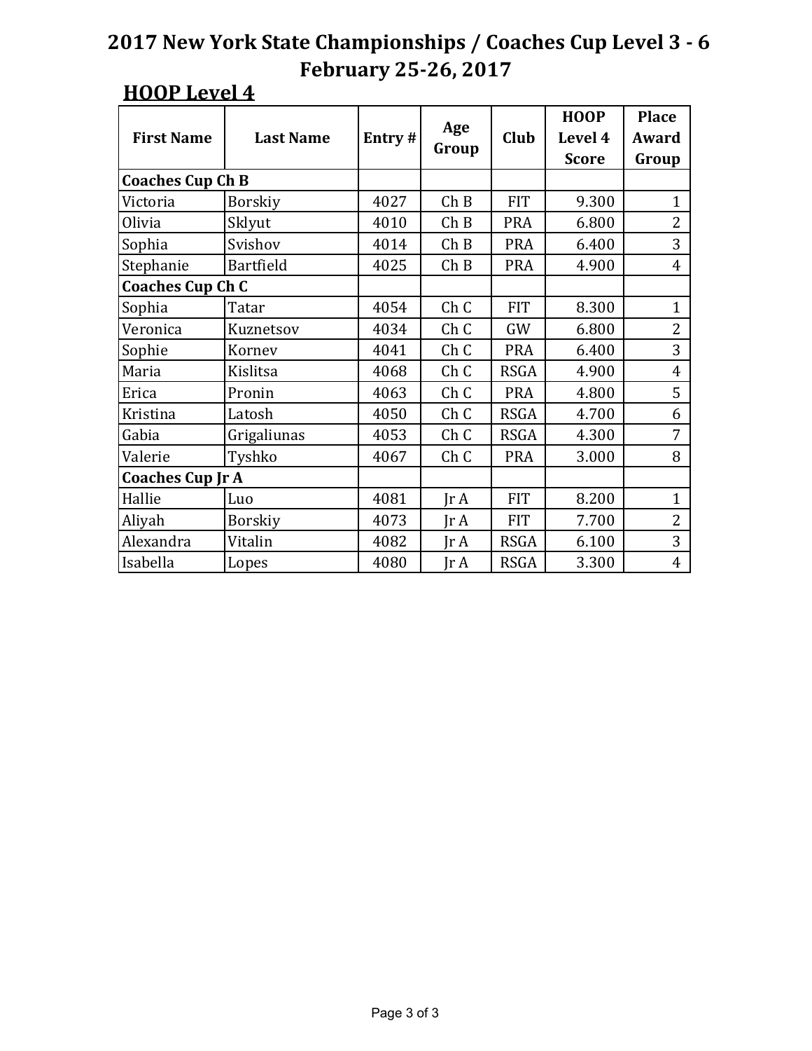# 2017 New York State Championships / Coaches Cup Level 3 - 6
# February 25-26, 2017

## HOOP Level 4

| First Name | Last Name | Entry # | Age Group | Club | HOOP Level 4 Score | Place Award Group |
|---|---|---|---|---|---|---|
| **Coaches Cup Ch B** | | | | | | |
| Victoria | Borskiy | 4027 | Ch B | FIT | 9.300 | 1 |
| Olivia | Sklyut | 4010 | Ch B | PRA | 6.800 | 2 |
| Sophia | Svishov | 4014 | Ch B | PRA | 6.400 | 3 |
| Stephanie | Bartfield | 4025 | Ch B | PRA | 4.900 | 4 |
| **Coaches Cup Ch C** | | | | | | |
| Sophia | Tatar | 4054 | Ch C | FIT | 8.300 | 1 |
| Veronica | Kuznetsov | 4034 | Ch C | GW | 6.800 | 2 |
| Sophie | Kornev | 4041 | Ch C | PRA | 6.400 | 3 |
| Maria | Kislitsa | 4068 | Ch C | RSGA | 4.900 | 4 |
| Erica | Pronin | 4063 | Ch C | PRA | 4.800 | 5 |
| Kristina | Latosh | 4050 | Ch C | RSGA | 4.700 | 6 |
| Gabia | Grigaliunas | 4053 | Ch C | RSGA | 4.300 | 7 |
| Valerie | Tyshko | 4067 | Ch C | PRA | 3.000 | 8 |
| **Coaches Cup Jr A** | | | | | | |
| Hallie | Luo | 4081 | Jr A | FIT | 8.200 | 1 |
| Aliyah | Borskiy | 4073 | Jr A | FIT | 7.700 | 2 |
| Alexandra | Vitalin | 4082 | Jr A | RSGA | 6.100 | 3 |
| Isabella | Lopes | 4080 | Jr A | RSGA | 3.300 | 4 |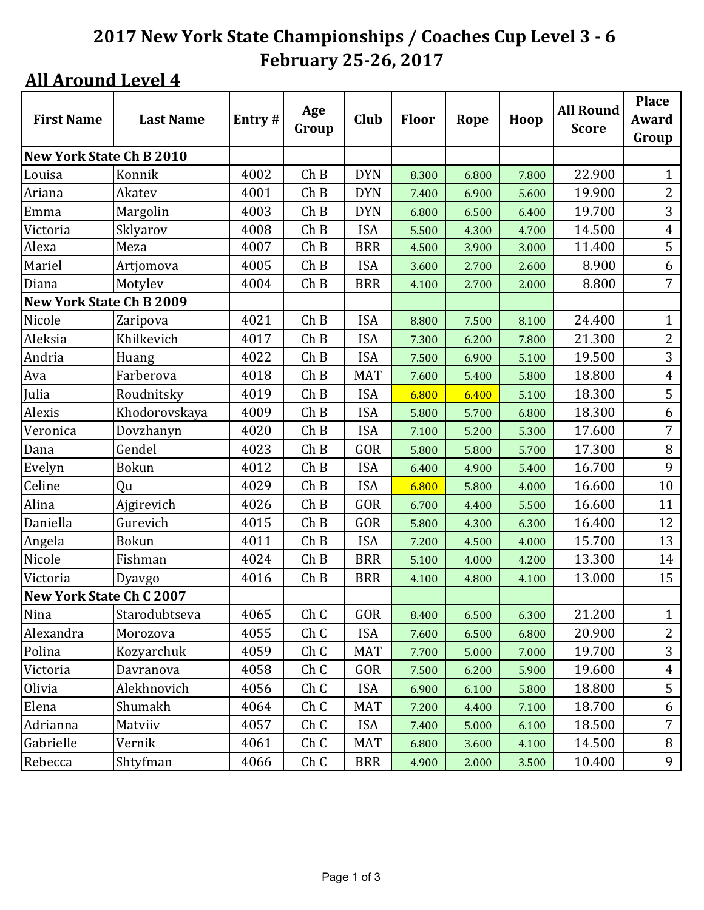# 2017 New York State Championships / Coaches Cup Level 3 - 6
# February 25-26, 2017

## All Around Level 4

| First Name | Last Name | Entry # | Age Group | Club | Floor | Rope | Hoop | All Round Score | Place Award Group |
|---|---|---|---|---|---|---|---|---|---|
| **New York State Ch B 2010** | | | | | | | | | |
| Louisa | Konnik | 4002 | Ch B | DYN | 8.300 | 6.800 | 7.800 | 22.900 | 1 |
| Ariana | Akatev | 4001 | Ch B | DYN | 7.400 | 6.900 | 5.600 | 19.900 | 2 |
| Emma | Margolin | 4003 | Ch B | DYN | 6.800 | 6.500 | 6.400 | 19.700 | 3 |
| Victoria | Sklyarov | 4008 | Ch B | ISA | 5.500 | 4.300 | 4.700 | 14.500 | 4 |
| Alexa | Meza | 4007 | Ch B | BRR | 4.500 | 3.900 | 3.000 | 11.400 | 5 |
| Mariel | Artjomova | 4005 | Ch B | ISA | 3.600 | 2.700 | 2.600 | 8.900 | 6 |
| Diana | Motylev | 4004 | Ch B | BRR | 4.100 | 2.700 | 2.000 | 8.800 | 7 |
| **New York State Ch B 2009** | | | | | | | | | |
| Nicole | Zaripova | 4021 | Ch B | ISA | 8.800 | 7.500 | 8.100 | 24.400 | 1 |
| Aleksia | Khilkevich | 4017 | Ch B | ISA | 7.300 | 6.200 | 7.800 | 21.300 | 2 |
| Andria | Huang | 4022 | Ch B | ISA | 7.500 | 6.900 | 5.100 | 19.500 | 3 |
| Ava | Farberova | 4018 | Ch B | MAT | 7.600 | 5.400 | 5.800 | 18.800 | 4 |
| Julia | Roudnitsky | 4019 | Ch B | ISA | 6.800 | 6.400 | 5.100 | 18.300 | 5 |
| Alexis | Khodorovskaya | 4009 | Ch B | ISA | 5.800 | 5.700 | 6.800 | 18.300 | 6 |
| Veronica | Dovzhanyn | 4020 | Ch B | ISA | 7.100 | 5.200 | 5.300 | 17.600 | 7 |
| Dana | Gendel | 4023 | Ch B | GOR | 5.800 | 5.800 | 5.700 | 17.300 | 8 |
| Evelyn | Bokun | 4012 | Ch B | ISA | 6.400 | 4.900 | 5.400 | 16.700 | 9 |
| Celine | Qu | 4029 | Ch B | ISA | 6.800 | 5.800 | 4.000 | 16.600 | 10 |
| Alina | Ajgirevich | 4026 | Ch B | GOR | 6.700 | 4.400 | 5.500 | 16.600 | 11 |
| Daniella | Gurevich | 4015 | Ch B | GOR | 5.800 | 4.300 | 6.300 | 16.400 | 12 |
| Angela | Bokun | 4011 | Ch B | ISA | 7.200 | 4.500 | 4.000 | 15.700 | 13 |
| Nicole | Fishman | 4024 | Ch B | BRR | 5.100 | 4.000 | 4.200 | 13.300 | 14 |
| Victoria | Dyavgo | 4016 | Ch B | BRR | 4.100 | 4.800 | 4.100 | 13.000 | 15 |
| **New York State Ch C 2007** | | | | | | | | | |
| Nina | Starodubtseva | 4065 | Ch C | GOR | 8.400 | 6.500 | 6.300 | 21.200 | 1 |
| Alexandra | Morozova | 4055 | Ch C | ISA | 7.600 | 6.500 | 6.800 | 20.900 | 2 |
| Polina | Kozyarchuk | 4059 | Ch C | MAT | 7.700 | 5.000 | 7.000 | 19.700 | 3 |
| Victoria | Davranova | 4058 | Ch C | GOR | 7.500 | 6.200 | 5.900 | 19.600 | 4 |
| Olivia | Alekhnovich | 4056 | Ch C | ISA | 6.900 | 6.100 | 5.800 | 18.800 | 5 |
| Elena | Shumakh | 4064 | Ch C | MAT | 7.200 | 4.400 | 7.100 | 18.700 | 6 |
| Adrianna | Matviiv | 4057 | Ch C | ISA | 7.400 | 5.000 | 6.100 | 18.500 | 7 |
| Gabrielle | Vernik | 4061 | Ch C | MAT | 6.800 | 3.600 | 4.100 | 14.500 | 8 |
| Rebecca | Shtyfman | 4066 | Ch C | BRR | 4.900 | 2.000 | 3.500 | 10.400 | 9 |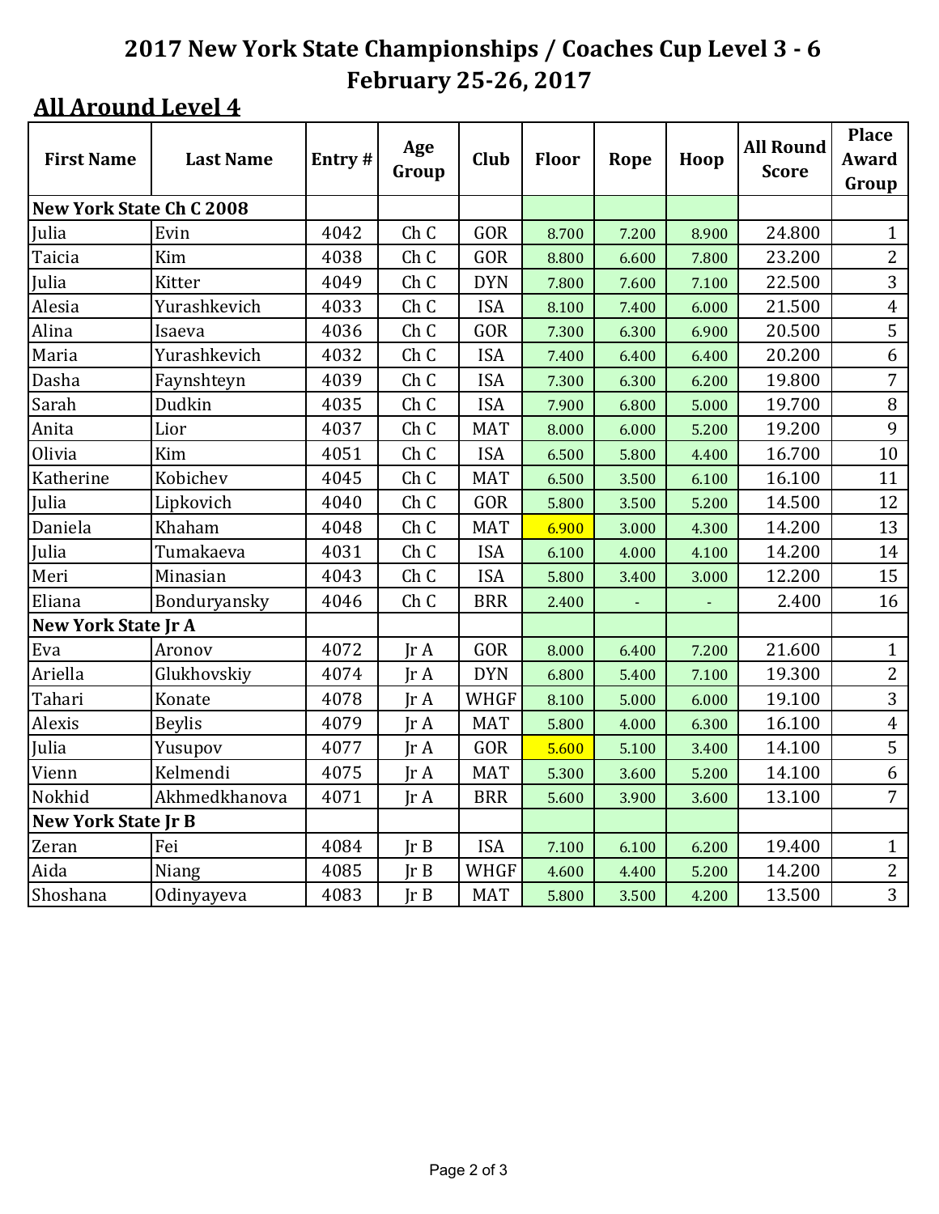# 2017 New York State Championships / Coaches Cup Level 3 - 6
# February 25-26, 2017

## All Around Level 4

| First Name | Last Name | Entry # | Age Group | Club | Floor | Rope | Hoop | All Round Score | Place Award Group |
|---|---|---|---|---|---|---|---|---|---|
| **New York State Ch C 2008** | | | | | | | | | |
| Julia | Evin | 4042 | Ch C | GOR | 8.700 | 7.200 | 8.900 | 24.800 | 1 |
| Taicia | Kim | 4038 | Ch C | GOR | 8.800 | 6.600 | 7.800 | 23.200 | 2 |
| Julia | Kitter | 4049 | Ch C | DYN | 7.800 | 7.600 | 7.100 | 22.500 | 3 |
| Alesia | Yurashkevich | 4033 | Ch C | ISA | 8.100 | 7.400 | 6.000 | 21.500 | 4 |
| Alina | Isaeva | 4036 | Ch C | GOR | 7.300 | 6.300 | 6.900 | 20.500 | 5 |
| Maria | Yurashkevich | 4032 | Ch C | ISA | 7.400 | 6.400 | 6.400 | 20.200 | 6 |
| Dasha | Faynshteyn | 4039 | Ch C | ISA | 7.300 | 6.300 | 6.200 | 19.800 | 7 |
| Sarah | Dudkin | 4035 | Ch C | ISA | 7.900 | 6.800 | 5.000 | 19.700 | 8 |
| Anita | Lior | 4037 | Ch C | MAT | 8.000 | 6.000 | 5.200 | 19.200 | 9 |
| Olivia | Kim | 4051 | Ch C | ISA | 6.500 | 5.800 | 4.400 | 16.700 | 10 |
| Katherine | Kobichev | 4045 | Ch C | MAT | 6.500 | 3.500 | 6.100 | 16.100 | 11 |
| Julia | Lipkovich | 4040 | Ch C | GOR | 5.800 | 3.500 | 5.200 | 14.500 | 12 |
| Daniela | Khaham | 4048 | Ch C | MAT | 6.900 | 3.000 | 4.300 | 14.200 | 13 |
| Julia | Tumakaeva | 4031 | Ch C | ISA | 6.100 | 4.000 | 4.100 | 14.200 | 14 |
| Meri | Minasian | 4043 | Ch C | ISA | 5.800 | 3.400 | 3.000 | 12.200 | 15 |
| Eliana | Bonduryansky | 4046 | Ch C | BRR | 2.400 | - | - | 2.400 | 16 |
| **New York State Jr A** | | | | | | | | | |
| Eva | Aronov | 4072 | Jr A | GOR | 8.000 | 6.400 | 7.200 | 21.600 | 1 |
| Ariella | Glukhovskiy | 4074 | Jr A | DYN | 6.800 | 5.400 | 7.100 | 19.300 | 2 |
| Tahari | Konate | 4078 | Jr A | WHGF | 8.100 | 5.000 | 6.000 | 19.100 | 3 |
| Alexis | Beylis | 4079 | Jr A | MAT | 5.800 | 4.000 | 6.300 | 16.100 | 4 |
| Julia | Yusupov | 4077 | Jr A | GOR | 5.600 | 5.100 | 3.400 | 14.100 | 5 |
| Vienn | Kelmendi | 4075 | Jr A | MAT | 5.300 | 3.600 | 5.200 | 14.100 | 6 |
| Nokhid | Akhmedkhanova | 4071 | Jr A | BRR | 5.600 | 3.900 | 3.600 | 13.100 | 7 |
| **New York State Jr B** | | | | | | | | | |
| Zeran | Fei | 4084 | Jr B | ISA | 7.100 | 6.100 | 6.200 | 19.400 | 1 |
| Aida | Niang | 4085 | Jr B | WHGF | 4.600 | 4.400 | 5.200 | 14.200 | 2 |
| Shoshana | Odinyayeva | 4083 | Jr B | MAT | 5.800 | 3.500 | 4.200 | 13.500 | 3 |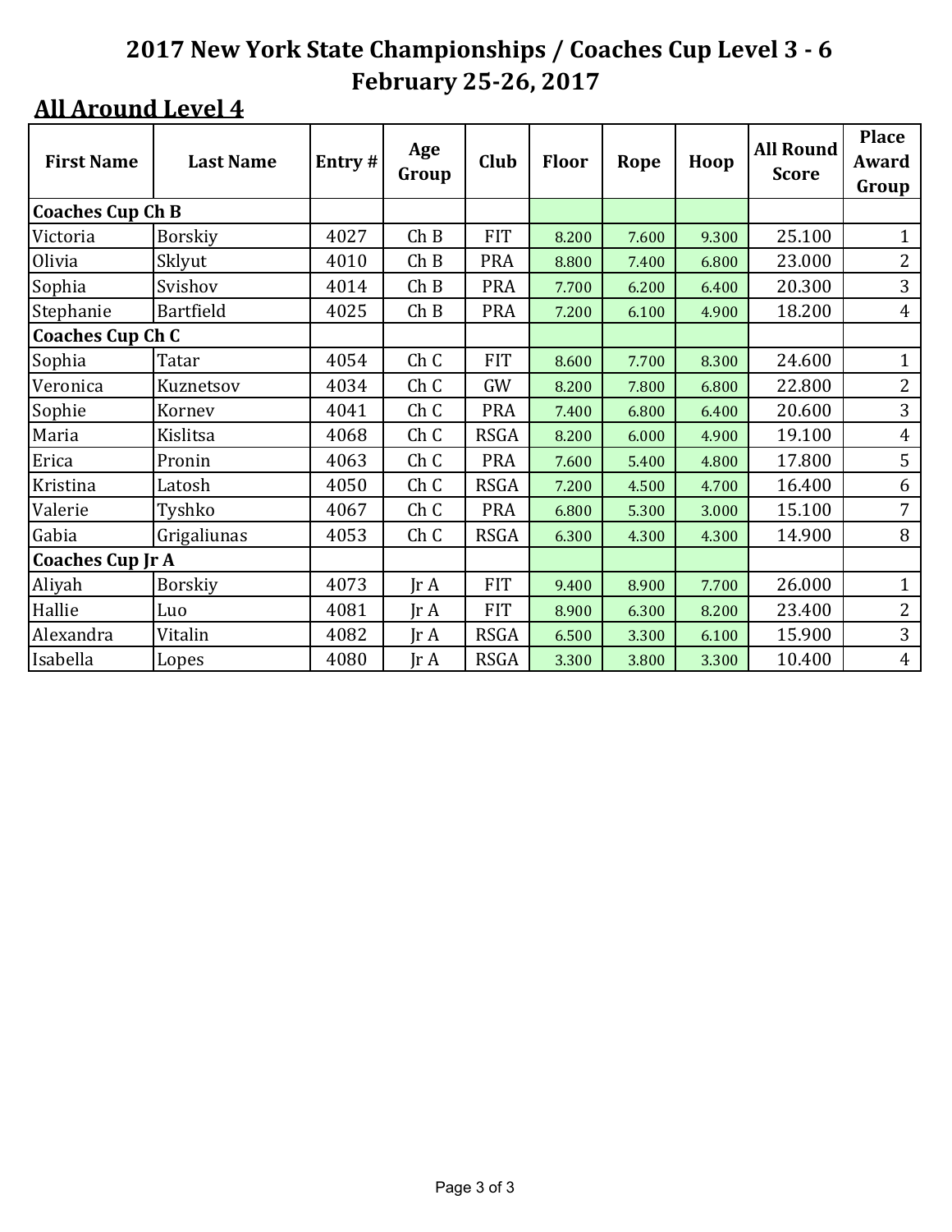# 2017 New York State Championships / Coaches Cup Level 3 - 6
## February 25-26, 2017

### All Around Level 4

| First Name | Last Name | Entry # | Age Group | Club | Floor | Rope | Hoop | All Round Score | Place Award Group |
|---|---|---|---|---|---|---|---|---|---|
| **Coaches Cup Ch B** | | | | | | | | | |
| Victoria | Borskiy | 4027 | Ch B | FIT | 8.200 | 7.600 | 9.300 | 25.100 | 1 |
| Olivia | Sklyut | 4010 | Ch B | PRA | 8.800 | 7.400 | 6.800 | 23.000 | 2 |
| Sophia | Svishov | 4014 | Ch B | PRA | 7.700 | 6.200 | 6.400 | 20.300 | 3 |
| Stephanie | Bartfield | 4025 | Ch B | PRA | 7.200 | 6.100 | 4.900 | 18.200 | 4 |
| **Coaches Cup Ch C** | | | | | | | | | |
| Sophia | Tatar | 4054 | Ch C | FIT | 8.600 | 7.700 | 8.300 | 24.600 | 1 |
| Veronica | Kuznetsov | 4034 | Ch C | GW | 8.200 | 7.800 | 6.800 | 22.800 | 2 |
| Sophie | Kornev | 4041 | Ch C | PRA | 7.400 | 6.800 | 6.400 | 20.600 | 3 |
| Maria | Kislitsa | 4068 | Ch C | RSGA | 8.200 | 6.000 | 4.900 | 19.100 | 4 |
| Erica | Pronin | 4063 | Ch C | PRA | 7.600 | 5.400 | 4.800 | 17.800 | 5 |
| Kristina | Latosh | 4050 | Ch C | RSGA | 7.200 | 4.500 | 4.700 | 16.400 | 6 |
| Valerie | Tyshko | 4067 | Ch C | PRA | 6.800 | 5.300 | 3.000 | 15.100 | 7 |
| Gabia | Grigaliunas | 4053 | Ch C | RSGA | 6.300 | 4.300 | 4.300 | 14.900 | 8 |
| **Coaches Cup Jr A** | | | | | | | | | |
| Aliyah | Borskiy | 4073 | Jr A | FIT | 9.400 | 8.900 | 7.700 | 26.000 | 1 |
| Hallie | Luo | 4081 | Jr A | FIT | 8.900 | 6.300 | 8.200 | 23.400 | 2 |
| Alexandra | Vitalin | 4082 | Jr A | RSGA | 6.500 | 3.300 | 6.100 | 15.900 | 3 |
| Isabella | Lopes | 4080 | Jr A | RSGA | 3.300 | 3.800 | 3.300 | 10.400 | 4 |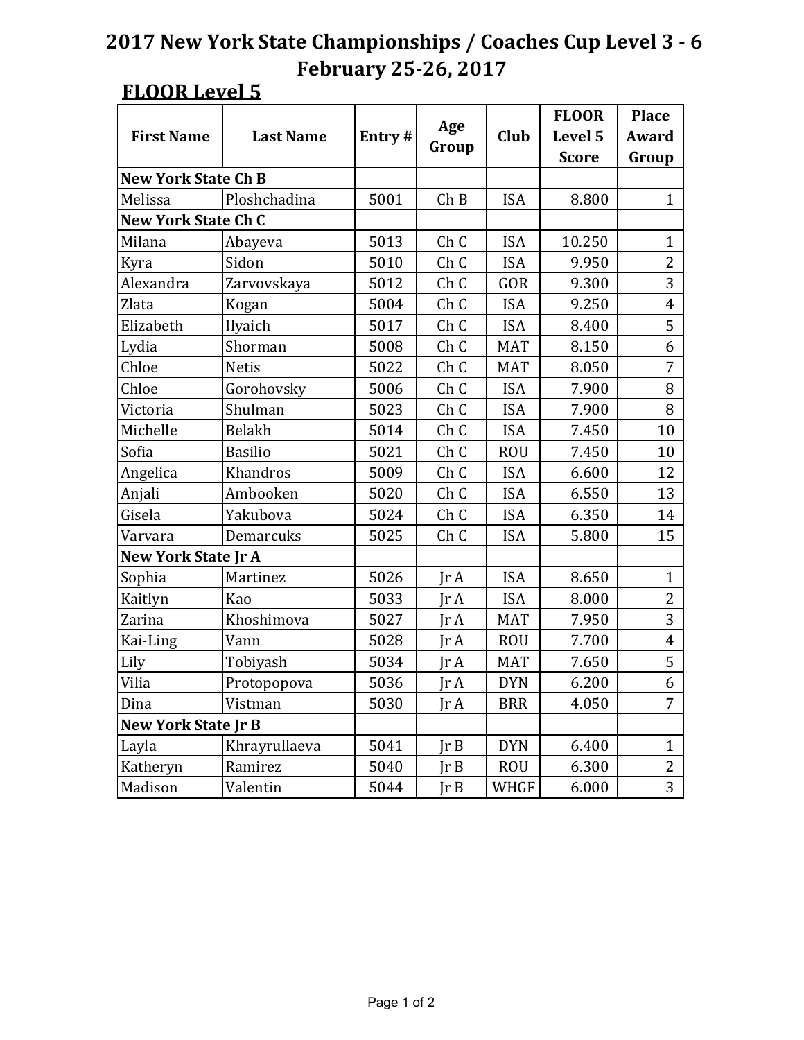# 2017 New York State Championships / Coaches Cup Level 3 - 6
## February 25-26, 2017

### FLOOR Level 5

| First Name | Last Name | Entry # | Age Group | Club | FLOOR Level 5 Score | Place Award Group |
|---|---|---|---|---|---|---|
| **New York State Ch B** | | | | | | |
| Melissa | Ploshchadina | 5001 | Ch B | ISA | 8.800 | 1 |
| **New York State Ch C** | | | | | | |
| Milana | Abayeva | 5013 | Ch C | ISA | 10.250 | 1 |
| Kyra | Sidon | 5010 | Ch C | ISA | 9.950 | 2 |
| Alexandra | Zarvovskaya | 5012 | Ch C | GOR | 9.300 | 3 |
| Zlata | Kogan | 5004 | Ch C | ISA | 9.250 | 4 |
| Elizabeth | Ilyaich | 5017 | Ch C | ISA | 8.400 | 5 |
| Lydia | Shorman | 5008 | Ch C | MAT | 8.150 | 6 |
| Chloe | Netis | 5022 | Ch C | MAT | 8.050 | 7 |
| Chloe | Gorohovsky | 5006 | Ch C | ISA | 7.900 | 8 |
| Victoria | Shulman | 5023 | Ch C | ISA | 7.900 | 8 |
| Michelle | Belakh | 5014 | Ch C | ISA | 7.450 | 10 |
| Sofia | Basilio | 5021 | Ch C | ROU | 7.450 | 10 |
| Angelica | Khandros | 5009 | Ch C | ISA | 6.600 | 12 |
| Anjali | Ambooken | 5020 | Ch C | ISA | 6.550 | 13 |
| Gisela | Yakubova | 5024 | Ch C | ISA | 6.350 | 14 |
| Varvara | Demarcuks | 5025 | Ch C | ISA | 5.800 | 15 |
| **New York State Jr A** | | | | | | |
| Sophia | Martinez | 5026 | Jr A | ISA | 8.650 | 1 |
| Kaitlyn | Kao | 5033 | Jr A | ISA | 8.000 | 2 |
| Zarina | Khoshimova | 5027 | Jr A | MAT | 7.950 | 3 |
| Kai-Ling | Vann | 5028 | Jr A | ROU | 7.700 | 4 |
| Lily | Tobiyash | 5034 | Jr A | MAT | 7.650 | 5 |
| Vilia | Protopopova | 5036 | Jr A | DYN | 6.200 | 6 |
| Dina | Vistman | 5030 | Jr A | BRR | 4.050 | 7 |
| **New York State Jr B** | | | | | | |
| Layla | Khrayrullaeva | 5041 | Jr B | DYN | 6.400 | 1 |
| Katheryn | Ramirez | 5040 | Jr B | ROU | 6.300 | 2 |
| Madison | Valentin | 5044 | Jr B | WHGF | 6.000 | 3 |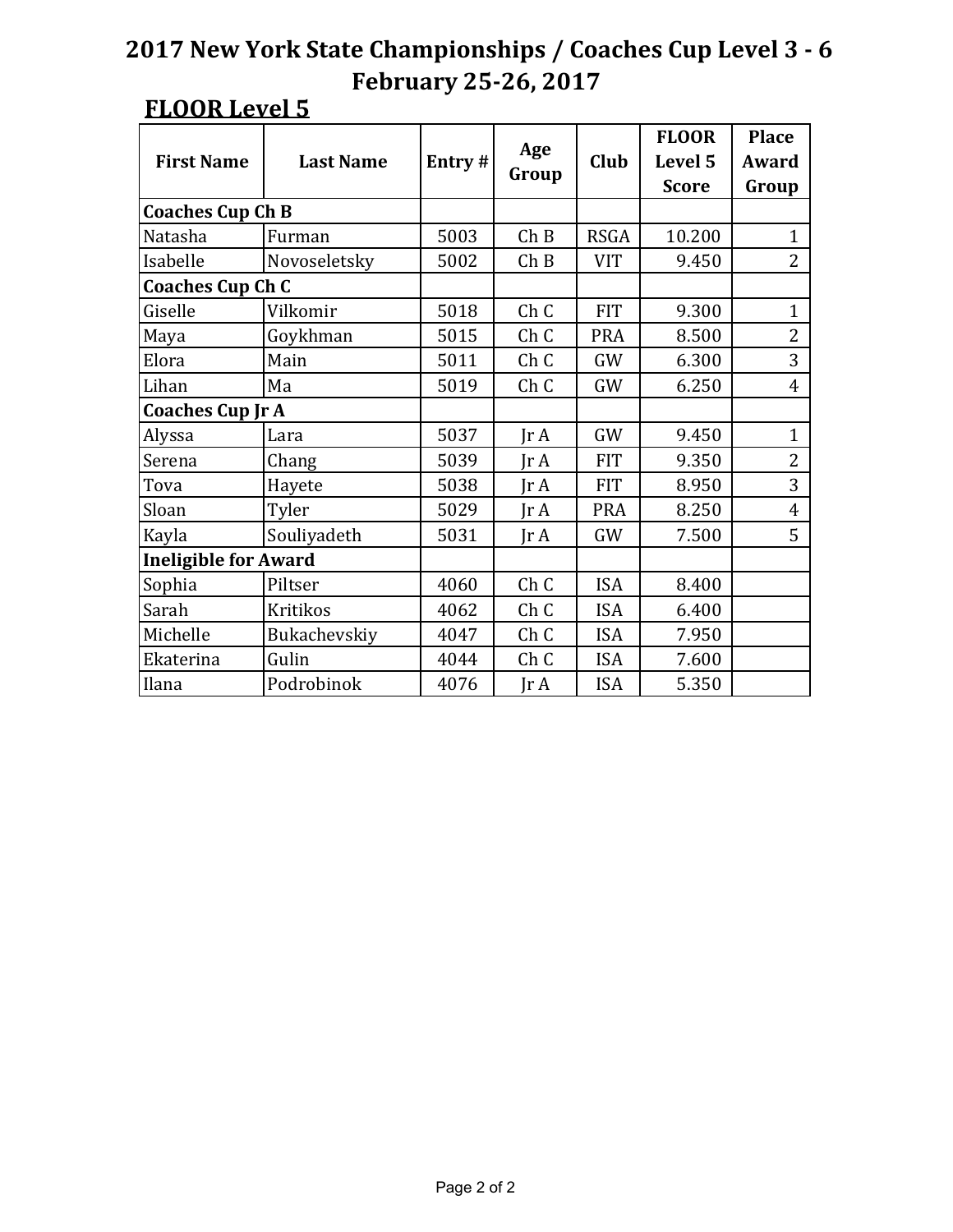# 2017 New York State Championships / Coaches Cup Level 3 - 6
## February 25-26, 2017

### FLOOR Level 5

| First Name | Last Name | Entry # | Age Group | Club | FLOOR Level 5 Score | Place Award Group |
|---|---|---|---|---|---|---|
| **Coaches Cup Ch B** | | | | | | |
| Natasha | Furman | 5003 | Ch B | RSGA | 10.200 | 1 |
| Isabelle | Novoseletsky | 5002 | Ch B | VIT | 9.450 | 2 |
| **Coaches Cup Ch C** | | | | | | |
| Giselle | Vilkomir | 5018 | Ch C | FIT | 9.300 | 1 |
| Maya | Goykhman | 5015 | Ch C | PRA | 8.500 | 2 |
| Elora | Main | 5011 | Ch C | GW | 6.300 | 3 |
| Lihan | Ma | 5019 | Ch C | GW | 6.250 | 4 |
| **Coaches Cup Jr A** | | | | | | |
| Alyssa | Lara | 5037 | Jr A | GW | 9.450 | 1 |
| Serena | Chang | 5039 | Jr A | FIT | 9.350 | 2 |
| Tova | Hayete | 5038 | Jr A | FIT | 8.950 | 3 |
| Sloan | Tyler | 5029 | Jr A | PRA | 8.250 | 4 |
| Kayla | Souliyadeth | 5031 | Jr A | GW | 7.500 | 5 |
| **Ineligible for Award** | | | | | | |
| Sophia | Piltser | 4060 | Ch C | ISA | 8.400 | |
| Sarah | Kritikos | 4062 | Ch C | ISA | 6.400 | |
| Michelle | Bukachevskiy | 4047 | Ch C | ISA | 7.950 | |
| Ekaterina | Gulin | 4044 | Ch C | ISA | 7.600 | |
| Ilana | Podrobinok | 4076 | Jr A | ISA | 5.350 | |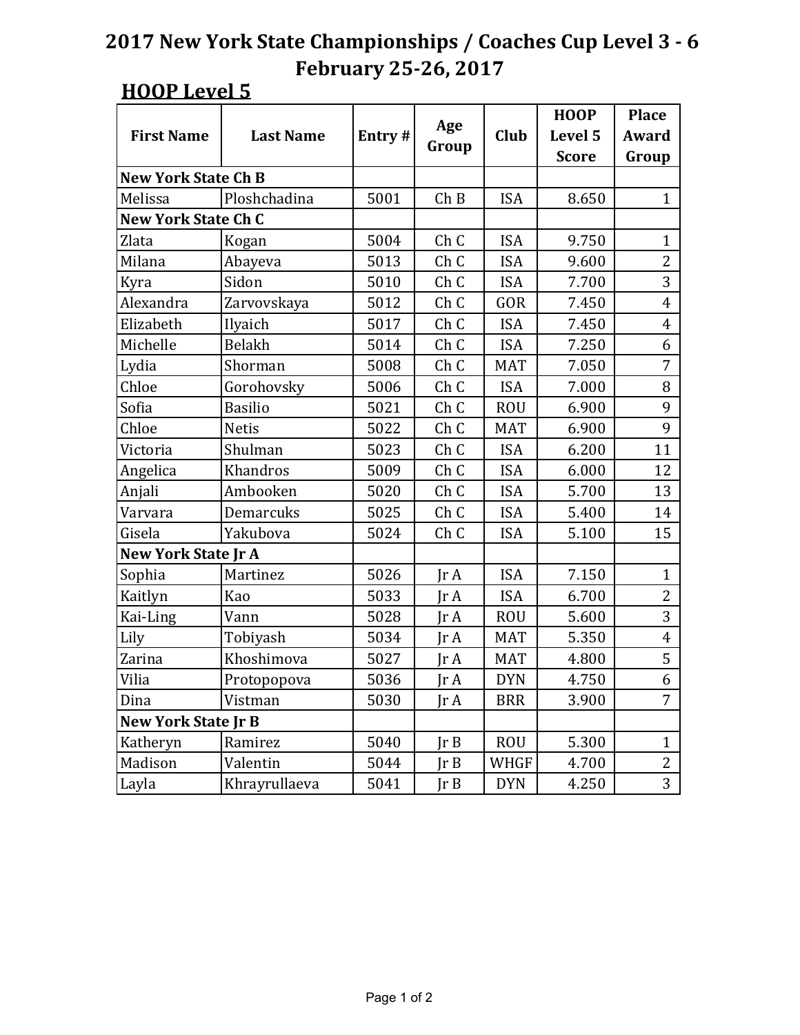# 2017 New York State Championships / Coaches Cup Level 3 - 6
# February 25-26, 2017

## HOOP Level 5

| First Name | Last Name | Entry # | Age Group | Club | HOOP Level 5 Score | Place Award Group |
|---|---|---|---|---|---|---|
| **New York State Ch B** | | | | | | |
| Melissa | Ploshchadina | 5001 | Ch B | ISA | 8.650 | 1 |
| **New York State Ch C** | | | | | | |
| Zlata | Kogan | 5004 | Ch C | ISA | 9.750 | 1 |
| Milana | Abayeva | 5013 | Ch C | ISA | 9.600 | 2 |
| Kyra | Sidon | 5010 | Ch C | ISA | 7.700 | 3 |
| Alexandra | Zarvovskaya | 5012 | Ch C | GOR | 7.450 | 4 |
| Elizabeth | Ilyaich | 5017 | Ch C | ISA | 7.450 | 4 |
| Michelle | Belakh | 5014 | Ch C | ISA | 7.250 | 6 |
| Lydia | Shorman | 5008 | Ch C | MAT | 7.050 | 7 |
| Chloe | Gorohovsky | 5006 | Ch C | ISA | 7.000 | 8 |
| Sofia | Basilio | 5021 | Ch C | ROU | 6.900 | 9 |
| Chloe | Netis | 5022 | Ch C | MAT | 6.900 | 9 |
| Victoria | Shulman | 5023 | Ch C | ISA | 6.200 | 11 |
| Angelica | Khandros | 5009 | Ch C | ISA | 6.000 | 12 |
| Anjali | Ambooken | 5020 | Ch C | ISA | 5.700 | 13 |
| Varvara | Demarcuks | 5025 | Ch C | ISA | 5.400 | 14 |
| Gisela | Yakubova | 5024 | Ch C | ISA | 5.100 | 15 |
| **New York State Jr A** | | | | | | |
| Sophia | Martinez | 5026 | Jr A | ISA | 7.150 | 1 |
| Kaitlyn | Kao | 5033 | Jr A | ISA | 6.700 | 2 |
| Kai-Ling | Vann | 5028 | Jr A | ROU | 5.600 | 3 |
| Lily | Tobiyash | 5034 | Jr A | MAT | 5.350 | 4 |
| Zarina | Khoshimova | 5027 | Jr A | MAT | 4.800 | 5 |
| Vilia | Protopopova | 5036 | Jr A | DYN | 4.750 | 6 |
| Dina | Vistman | 5030 | Jr A | BRR | 3.900 | 7 |
| **New York State Jr B** | | | | | | |
| Katheryn | Ramirez | 5040 | Jr B | ROU | 5.300 | 1 |
| Madison | Valentin | 5044 | Jr B | WHGF | 4.700 | 2 |
| Layla | Khrayrullaeva | 5041 | Jr B | DYN | 4.250 | 3 |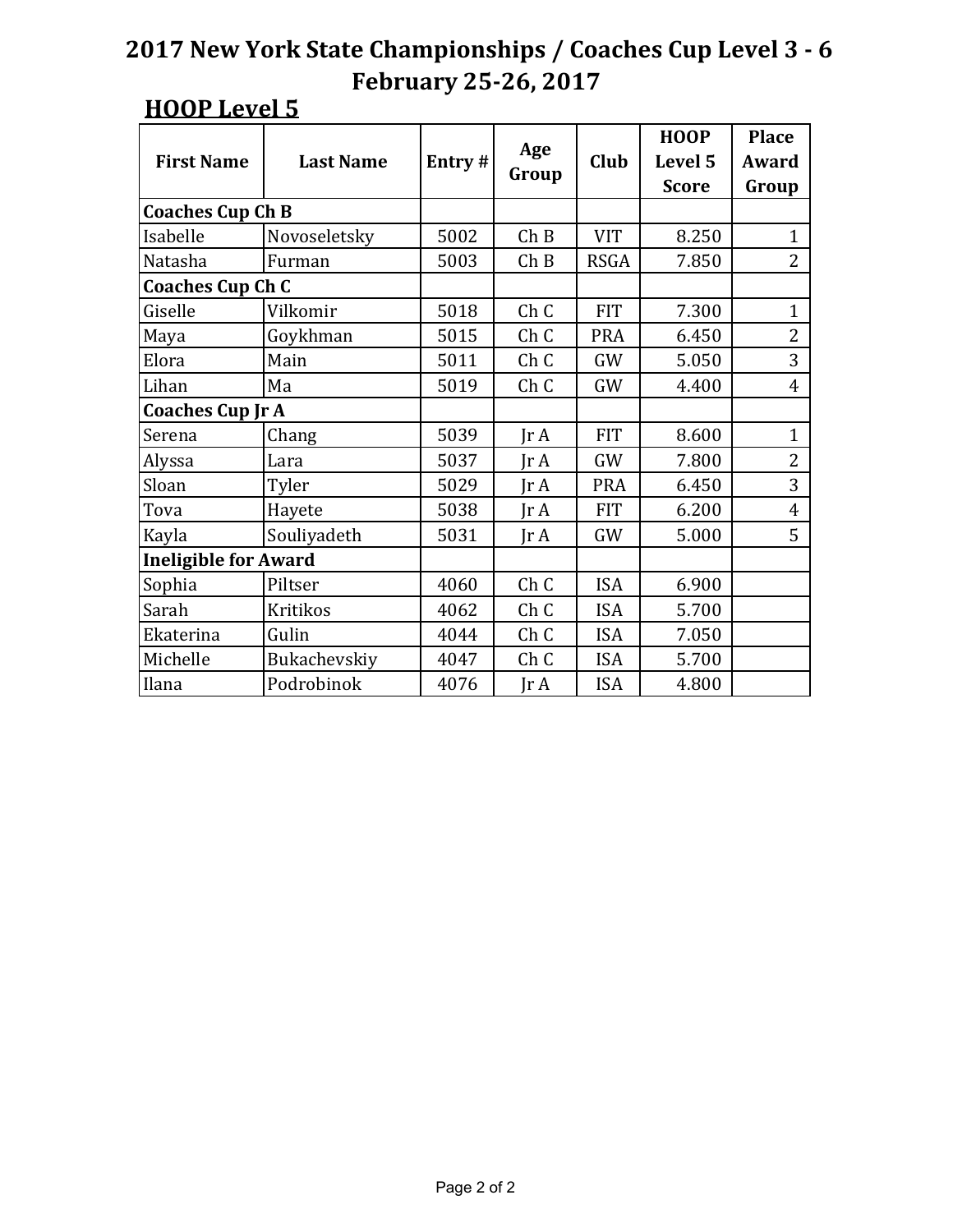# 2017 New York State Championships / Coaches Cup Level 3 - 6
# February 25-26, 2017

## HOOP Level 5

| First Name | Last Name | Entry # | Age Group | Club | HOOP Level 5 Score | Place Award Group |
|---|---|---|---|---|---|---|
| **Coaches Cup Ch B** | | | | | | |
| Isabelle | Novoseletsky | 5002 | Ch B | VIT | 8.250 | 1 |
| Natasha | Furman | 5003 | Ch B | RSGA | 7.850 | 2 |
| **Coaches Cup Ch C** | | | | | | |
| Giselle | Vilkomir | 5018 | Ch C | FIT | 7.300 | 1 |
| Maya | Goykhman | 5015 | Ch C | PRA | 6.450 | 2 |
| Elora | Main | 5011 | Ch C | GW | 5.050 | 3 |
| Lihan | Ma | 5019 | Ch C | GW | 4.400 | 4 |
| **Coaches Cup Jr A** | | | | | | |
| Serena | Chang | 5039 | Jr A | FIT | 8.600 | 1 |
| Alyssa | Lara | 5037 | Jr A | GW | 7.800 | 2 |
| Sloan | Tyler | 5029 | Jr A | PRA | 6.450 | 3 |
| Tova | Hayete | 5038 | Jr A | FIT | 6.200 | 4 |
| Kayla | Souliyadeth | 5031 | Jr A | GW | 5.000 | 5 |
| **Ineligible for Award** | | | | | | |
| Sophia | Piltser | 4060 | Ch C | ISA | 6.900 | |
| Sarah | Kritikos | 4062 | Ch C | ISA | 5.700 | |
| Ekaterina | Gulin | 4044 | Ch C | ISA | 7.050 | |
| Michelle | Bukachevskiy | 4047 | Ch C | ISA | 5.700 | |
| Ilana | Podrobinok | 4076 | Jr A | ISA | 4.800 | |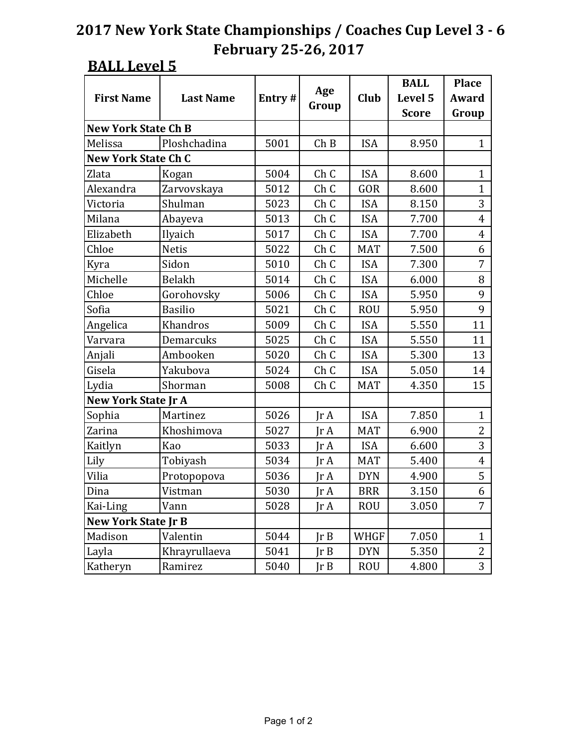# 2017 New York State Championships / Coaches Cup Level 3 - 6
## February 25-26, 2017

### BALL Level 5

| First Name | Last Name | Entry # | Age Group | Club | BALL Level 5 Score | Place Award Group |
|---|---|---|---|---|---|---|
| **New York State Ch B** | | | | | | |
| Melissa | Ploshchadina | 5001 | Ch B | ISA | 8.950 | 1 |
| **New York State Ch C** | | | | | | |
| Zlata | Kogan | 5004 | Ch C | ISA | 8.600 | 1 |
| Alexandra | Zarvovskaya | 5012 | Ch C | GOR | 8.600 | 1 |
| Victoria | Shulman | 5023 | Ch C | ISA | 8.150 | 3 |
| Milana | Abayeva | 5013 | Ch C | ISA | 7.700 | 4 |
| Elizabeth | Ilyaich | 5017 | Ch C | ISA | 7.700 | 4 |
| Chloe | Netis | 5022 | Ch C | MAT | 7.500 | 6 |
| Kyra | Sidon | 5010 | Ch C | ISA | 7.300 | 7 |
| Michelle | Belakh | 5014 | Ch C | ISA | 6.000 | 8 |
| Chloe | Gorohovsky | 5006 | Ch C | ISA | 5.950 | 9 |
| Sofia | Basilio | 5021 | Ch C | ROU | 5.950 | 9 |
| Angelica | Khandros | 5009 | Ch C | ISA | 5.550 | 11 |
| Varvara | Demarcuks | 5025 | Ch C | ISA | 5.550 | 11 |
| Anjali | Ambooken | 5020 | Ch C | ISA | 5.300 | 13 |
| Gisela | Yakubova | 5024 | Ch C | ISA | 5.050 | 14 |
| Lydia | Shorman | 5008 | Ch C | MAT | 4.350 | 15 |
| **New York State Jr A** | | | | | | |
| Sophia | Martinez | 5026 | Jr A | ISA | 7.850 | 1 |
| Zarina | Khoshimova | 5027 | Jr A | MAT | 6.900 | 2 |
| Kaitlyn | Kao | 5033 | Jr A | ISA | 6.600 | 3 |
| Lily | Tobiyash | 5034 | Jr A | MAT | 5.400 | 4 |
| Vilia | Protopopova | 5036 | Jr A | DYN | 4.900 | 5 |
| Dina | Vistman | 5030 | Jr A | BRR | 3.150 | 6 |
| Kai-Ling | Vann | 5028 | Jr A | ROU | 3.050 | 7 |
| **New York State Jr B** | | | | | | |
| Madison | Valentin | 5044 | Jr B | WHGF | 7.050 | 1 |
| Layla | Khrayrullaeva | 5041 | Jr B | DYN | 5.350 | 2 |
| Katheryn | Ramirez | 5040 | Jr B | ROU | 4.800 | 3 |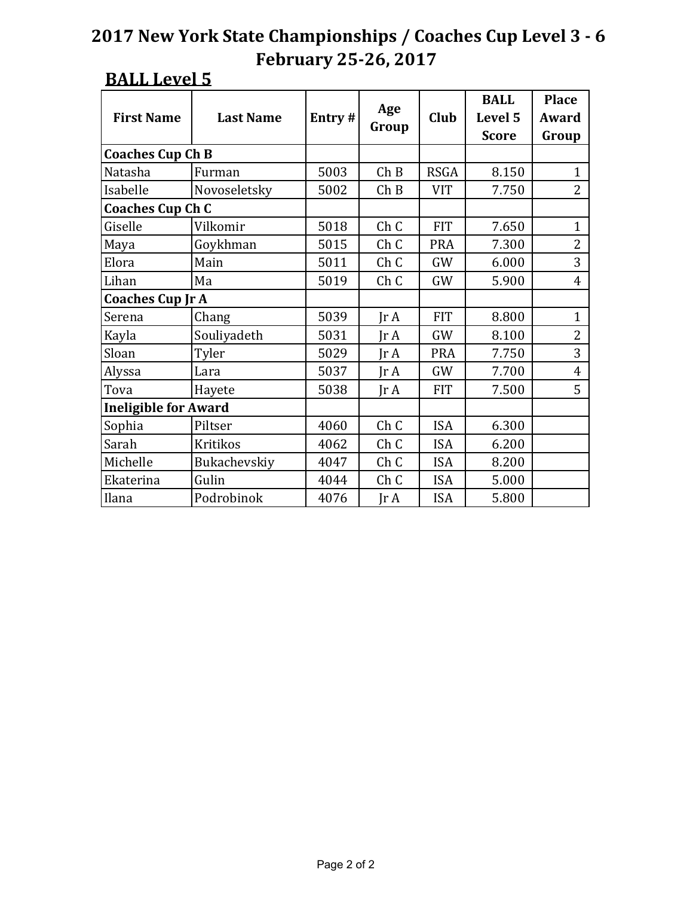# 2017 New York State Championships / Coaches Cup Level 3 - 6
## February 25-26, 2017

### BALL Level 5

| First Name | Last Name | Entry # | Age Group | Club | BALL Level 5 Score | Place Award Group |
|---|---|---|---|---|---|---|
| **Coaches Cup Ch B** | | | | | | |
| Natasha | Furman | 5003 | Ch B | RSGA | 8.150 | 1 |
| Isabelle | Novoseletsky | 5002 | Ch B | VIT | 7.750 | 2 |
| **Coaches Cup Ch C** | | | | | | |
| Giselle | Vilkomir | 5018 | Ch C | FIT | 7.650 | 1 |
| Maya | Goykhman | 5015 | Ch C | PRA | 7.300 | 2 |
| Elora | Main | 5011 | Ch C | GW | 6.000 | 3 |
| Lihan | Ma | 5019 | Ch C | GW | 5.900 | 4 |
| **Coaches Cup Jr A** | | | | | | |
| Serena | Chang | 5039 | Jr A | FIT | 8.800 | 1 |
| Kayla | Souliyadeth | 5031 | Jr A | GW | 8.100 | 2 |
| Sloan | Tyler | 5029 | Jr A | PRA | 7.750 | 3 |
| Alyssa | Lara | 5037 | Jr A | GW | 7.700 | 4 |
| Tova | Hayete | 5038 | Jr A | FIT | 7.500 | 5 |
| **Ineligible for Award** | | | | | | |
| Sophia | Piltser | 4060 | Ch C | ISA | 6.300 | |
| Sarah | Kritikos | 4062 | Ch C | ISA | 6.200 | |
| Michelle | Bukachevskiy | 4047 | Ch C | ISA | 8.200 | |
| Ekaterina | Gulin | 4044 | Ch C | ISA | 5.000 | |
| Ilana | Podrobinok | 4076 | Jr A | ISA | 5.800 | |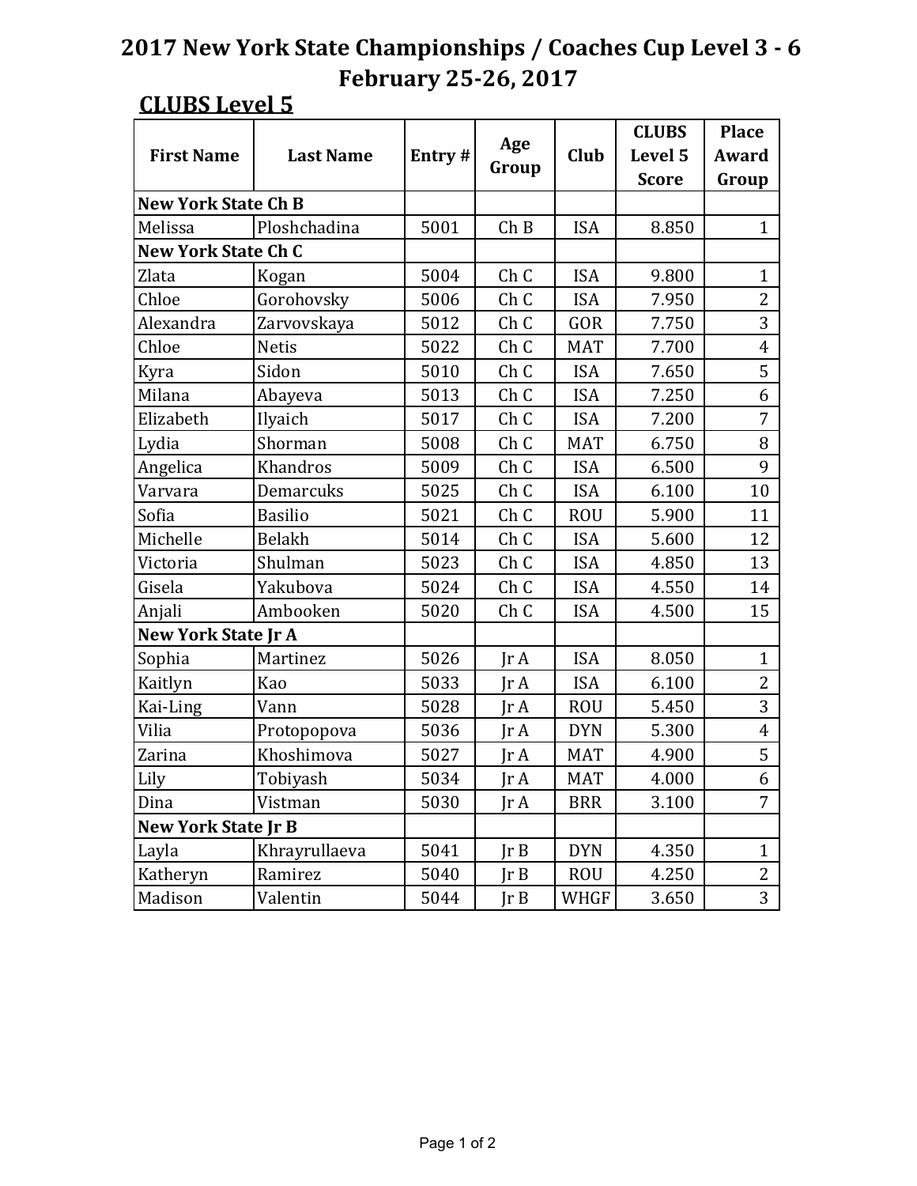# 2017 New York State Championships / Coaches Cup Level 3 - 6
## February 25-26, 2017

### CLUBS Level 5

| First Name | Last Name | Entry # | Age Group | Club | CLUBS Level 5 Score | Place Award Group |
|---|---|---|---|---|---|---|
| **New York State Ch B** | | | | | | |
| Melissa | Ploshchadina | 5001 | Ch B | ISA | 8.850 | 1 |
| **New York State Ch C** | | | | | | |
| Zlata | Kogan | 5004 | Ch C | ISA | 9.800 | 1 |
| Chloe | Gorohovsky | 5006 | Ch C | ISA | 7.950 | 2 |
| Alexandra | Zarvovskaya | 5012 | Ch C | GOR | 7.750 | 3 |
| Chloe | Netis | 5022 | Ch C | MAT | 7.700 | 4 |
| Kyra | Sidon | 5010 | Ch C | ISA | 7.650 | 5 |
| Milana | Abayeva | 5013 | Ch C | ISA | 7.250 | 6 |
| Elizabeth | Ilyaich | 5017 | Ch C | ISA | 7.200 | 7 |
| Lydia | Shorman | 5008 | Ch C | MAT | 6.750 | 8 |
| Angelica | Khandros | 5009 | Ch C | ISA | 6.500 | 9 |
| Varvara | Demarcuks | 5025 | Ch C | ISA | 6.100 | 10 |
| Sofia | Basilio | 5021 | Ch C | ROU | 5.900 | 11 |
| Michelle | Belakh | 5014 | Ch C | ISA | 5.600 | 12 |
| Victoria | Shulman | 5023 | Ch C | ISA | 4.850 | 13 |
| Gisela | Yakubova | 5024 | Ch C | ISA | 4.550 | 14 |
| Anjali | Ambooken | 5020 | Ch C | ISA | 4.500 | 15 |
| **New York State Jr A** | | | | | | |
| Sophia | Martinez | 5026 | Jr A | ISA | 8.050 | 1 |
| Kaitlyn | Kao | 5033 | Jr A | ISA | 6.100 | 2 |
| Kai-Ling | Vann | 5028 | Jr A | ROU | 5.450 | 3 |
| Vilia | Protopopova | 5036 | Jr A | DYN | 5.300 | 4 |
| Zarina | Khoshimova | 5027 | Jr A | MAT | 4.900 | 5 |
| Lily | Tobiyash | 5034 | Jr A | MAT | 4.000 | 6 |
| Dina | Vistman | 5030 | Jr A | BRR | 3.100 | 7 |
| **New York State Jr B** | | | | | | |
| Layla | Khrayrullaeva | 5041 | Jr B | DYN | 4.350 | 1 |
| Katheryn | Ramirez | 5040 | Jr B | ROU | 4.250 | 2 |
| Madison | Valentin | 5044 | Jr B | WHGF | 3.650 | 3 |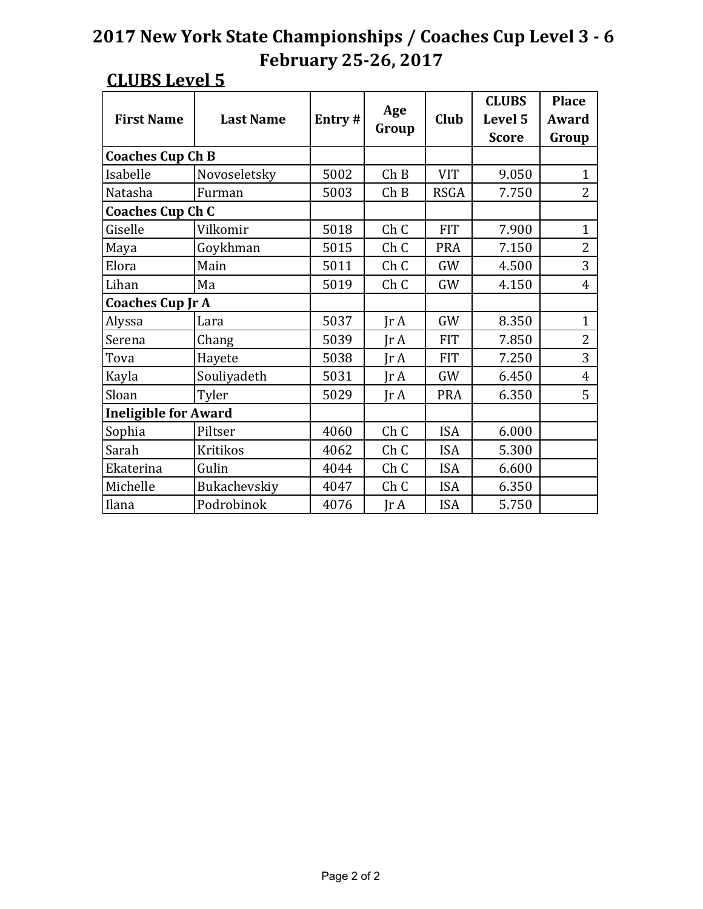# 2017 New York State Championships / Coaches Cup Level 3 - 6
## February 25-26, 2017

### CLUBS Level 5

| First Name | Last Name | Entry # | Age Group | Club | CLUBS Level 5 Score | Place Award Group |
|---|---|---|---|---|---|---|
| **Coaches Cup Ch B** | | | | | | |
| Isabelle | Novoseletsky | 5002 | Ch B | VIT | 9.050 | 1 |
| Natasha | Furman | 5003 | Ch B | RSGA | 7.750 | 2 |
| **Coaches Cup Ch C** | | | | | | |
| Giselle | Vilkomir | 5018 | Ch C | FIT | 7.900 | 1 |
| Maya | Goykhman | 5015 | Ch C | PRA | 7.150 | 2 |
| Elora | Main | 5011 | Ch C | GW | 4.500 | 3 |
| Lihan | Ma | 5019 | Ch C | GW | 4.150 | 4 |
| **Coaches Cup Jr A** | | | | | | |
| Alyssa | Lara | 5037 | Jr A | GW | 8.350 | 1 |
| Serena | Chang | 5039 | Jr A | FIT | 7.850 | 2 |
| Tova | Hayete | 5038 | Jr A | FIT | 7.250 | 3 |
| Kayla | Souliyadeth | 5031 | Jr A | GW | 6.450 | 4 |
| Sloan | Tyler | 5029 | Jr A | PRA | 6.350 | 5 |
| **Ineligible for Award** | | | | | | |
| Sophia | Piltser | 4060 | Ch C | ISA | 6.000 | |
| Sarah | Kritikos | 4062 | Ch C | ISA | 5.300 | |
| Ekaterina | Gulin | 4044 | Ch C | ISA | 6.600 | |
| Michelle | Bukachevskiy | 4047 | Ch C | ISA | 6.350 | |
| Ilana | Podrobinok | 4076 | Jr A | ISA | 5.750 | |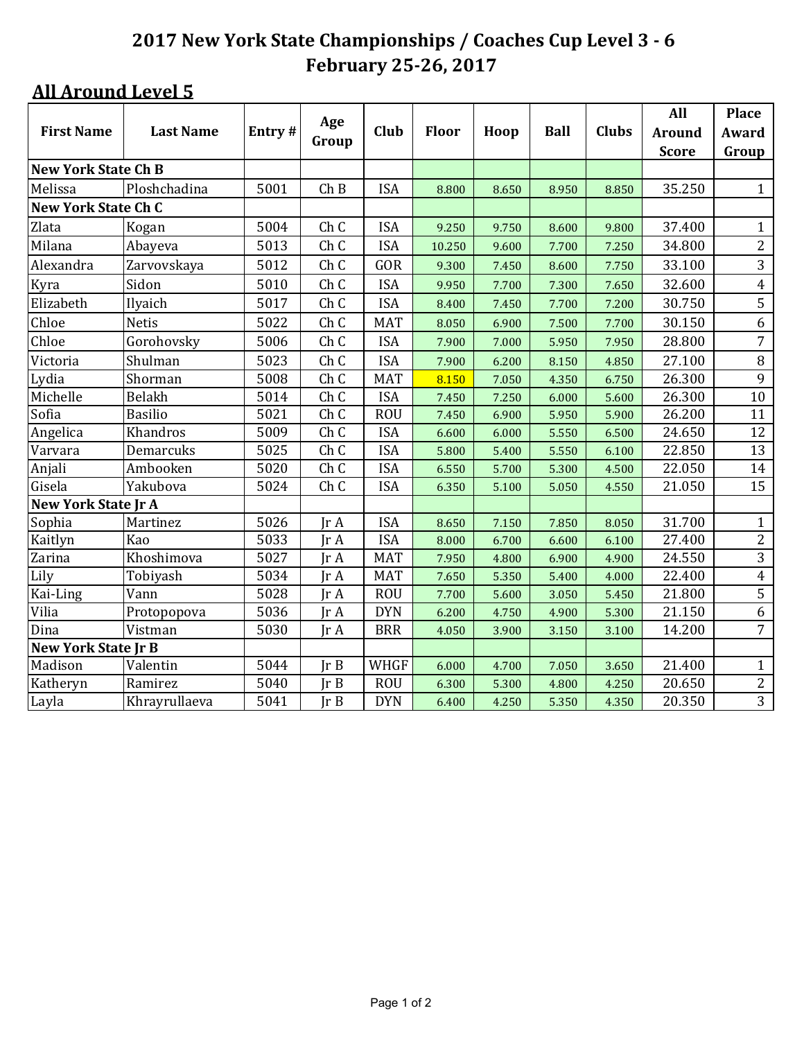# 2017 New York State Championships / Coaches Cup Level 3 - 6
## February 25-26, 2017

### All Around Level 5

| First Name | Last Name | Entry # | Age Group | Club | Floor | Hoop | Ball | Clubs | All Around Score | Place Award Group |
|---|---|---|---|---|---|---|---|---|---|---|
| **New York State Ch B** | | | | | | | | | | |
| Melissa | Ploshchadina | 5001 | Ch B | ISA | 8.800 | 8.650 | 8.950 | 8.850 | 35.250 | 1 |
| **New York State Ch C** | | | | | | | | | | |
| Zlata | Kogan | 5004 | Ch C | ISA | 9.250 | 9.750 | 8.600 | 9.800 | 37.400 | 1 |
| Milana | Abayeva | 5013 | Ch C | ISA | 10.250 | 9.600 | 7.700 | 7.250 | 34.800 | 2 |
| Alexandra | Zarvovskaya | 5012 | Ch C | GOR | 9.300 | 7.450 | 8.600 | 7.750 | 33.100 | 3 |
| Kyra | Sidon | 5010 | Ch C | ISA | 9.950 | 7.700 | 7.300 | 7.650 | 32.600 | 4 |
| Elizabeth | Ilyaich | 5017 | Ch C | ISA | 8.400 | 7.450 | 7.700 | 7.200 | 30.750 | 5 |
| Chloe | Netis | 5022 | Ch C | MAT | 8.050 | 6.900 | 7.500 | 7.700 | 30.150 | 6 |
| Chloe | Gorohovsky | 5006 | Ch C | ISA | 7.900 | 7.000 | 5.950 | 7.950 | 28.800 | 7 |
| Victoria | Shulman | 5023 | Ch C | ISA | 7.900 | 6.200 | 8.150 | 4.850 | 27.100 | 8 |
| Lydia | Shorman | 5008 | Ch C | MAT | 8.150 | 7.050 | 4.350 | 6.750 | 26.300 | 9 |
| Michelle | Belakh | 5014 | Ch C | ISA | 7.450 | 7.250 | 6.000 | 5.600 | 26.300 | 10 |
| Sofia | Basilio | 5021 | Ch C | ROU | 7.450 | 6.900 | 5.950 | 5.900 | 26.200 | 11 |
| Angelica | Khandros | 5009 | Ch C | ISA | 6.600 | 6.000 | 5.550 | 6.500 | 24.650 | 12 |
| Varvara | Demarcuks | 5025 | Ch C | ISA | 5.800 | 5.400 | 5.550 | 6.100 | 22.850 | 13 |
| Anjali | Ambooken | 5020 | Ch C | ISA | 6.550 | 5.700 | 5.300 | 4.500 | 22.050 | 14 |
| Gisela | Yakubova | 5024 | Ch C | ISA | 6.350 | 5.100 | 5.050 | 4.550 | 21.050 | 15 |
| **New York State Jr A** | | | | | | | | | | |
| Sophia | Martinez | 5026 | Jr A | ISA | 8.650 | 7.150 | 7.850 | 8.050 | 31.700 | 1 |
| Kaitlyn | Kao | 5033 | Jr A | ISA | 8.000 | 6.700 | 6.600 | 6.100 | 27.400 | 2 |
| Zarina | Khoshimova | 5027 | Jr A | MAT | 7.950 | 4.800 | 6.900 | 4.900 | 24.550 | 3 |
| Lily | Tobiyash | 5034 | Jr A | MAT | 7.650 | 5.350 | 5.400 | 4.000 | 22.400 | 4 |
| Kai-Ling | Vann | 5028 | Jr A | ROU | 7.700 | 5.600 | 3.050 | 5.450 | 21.800 | 5 |
| Vilia | Protopopova | 5036 | Jr A | DYN | 6.200 | 4.750 | 4.900 | 5.300 | 21.150 | 6 |
| Dina | Vistman | 5030 | Jr A | BRR | 4.050 | 3.900 | 3.150 | 3.100 | 14.200 | 7 |
| **New York State Jr B** | | | | | | | | | | |
| Madison | Valentin | 5044 | Jr B | WHGF | 6.000 | 4.700 | 7.050 | 3.650 | 21.400 | 1 |
| Katheryn | Ramirez | 5040 | Jr B | ROU | 6.300 | 5.300 | 4.800 | 4.250 | 20.650 | 2 |
| Layla | Khrayrullaeva | 5041 | Jr B | DYN | 6.400 | 4.250 | 5.350 | 4.350 | 20.350 | 3 |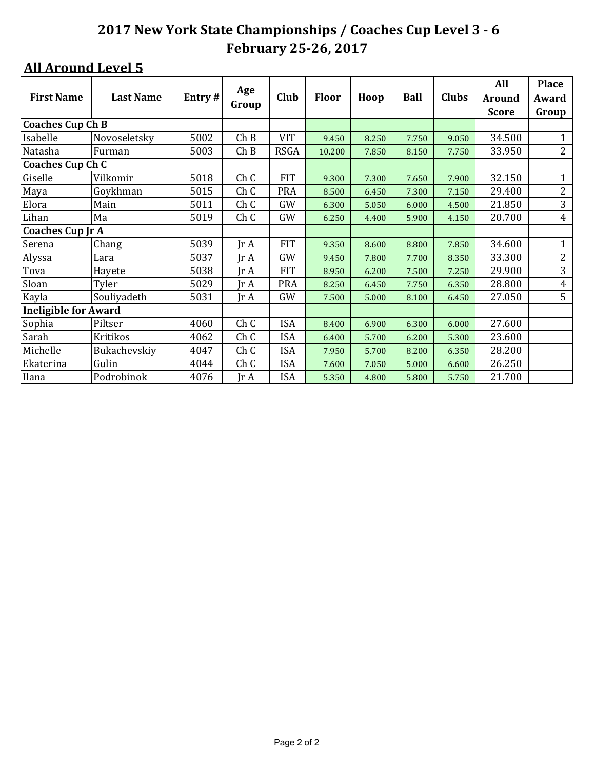# 2017 New York State Championships / Coaches Cup Level 3 - 6
## February 25-26, 2017

### All Around Level 5

| First Name | Last Name | Entry # | Age Group | Club | Floor | Hoop | Ball | Clubs | All Around Score | Place Award Group |
|---|---|---|---|---|---|---|---|---|---|---|
| **Coaches Cup Ch B** | | | | | | | | | | |
| Isabelle | Novoseletsky | 5002 | Ch B | VIT | 9.450 | 8.250 | 7.750 | 9.050 | 34.500 | 1 |
| Natasha | Furman | 5003 | Ch B | RSGA | 10.200 | 7.850 | 8.150 | 7.750 | 33.950 | 2 |
| **Coaches Cup Ch C** | | | | | | | | | | |
| Giselle | Vilkomir | 5018 | Ch C | FIT | 9.300 | 7.300 | 7.650 | 7.900 | 32.150 | 1 |
| Maya | Goykhman | 5015 | Ch C | PRA | 8.500 | 6.450 | 7.300 | 7.150 | 29.400 | 2 |
| Elora | Main | 5011 | Ch C | GW | 6.300 | 5.050 | 6.000 | 4.500 | 21.850 | 3 |
| Lihan | Ma | 5019 | Ch C | GW | 6.250 | 4.400 | 5.900 | 4.150 | 20.700 | 4 |
| **Coaches Cup Jr A** | | | | | | | | | | |
| Serena | Chang | 5039 | Jr A | FIT | 9.350 | 8.600 | 8.800 | 7.850 | 34.600 | 1 |
| Alyssa | Lara | 5037 | Jr A | GW | 9.450 | 7.800 | 7.700 | 8.350 | 33.300 | 2 |
| Tova | Hayete | 5038 | Jr A | FIT | 8.950 | 6.200 | 7.500 | 7.250 | 29.900 | 3 |
| Sloan | Tyler | 5029 | Jr A | PRA | 8.250 | 6.450 | 7.750 | 6.350 | 28.800 | 4 |
| Kayla | Souliyadeth | 5031 | Jr A | GW | 7.500 | 5.000 | 8.100 | 6.450 | 27.050 | 5 |
| **Ineligible for Award** | | | | | | | | | | |
| Sophia | Piltser | 4060 | Ch C | ISA | 8.400 | 6.900 | 6.300 | 6.000 | 27.600 | |
| Sarah | Kritikos | 4062 | Ch C | ISA | 6.400 | 5.700 | 6.200 | 5.300 | 23.600 | |
| Michelle | Bukachevskiy | 4047 | Ch C | ISA | 7.950 | 5.700 | 8.200 | 6.350 | 28.200 | |
| Ekaterina | Gulin | 4044 | Ch C | ISA | 7.600 | 7.050 | 5.000 | 6.600 | 26.250 | |
| Ilana | Podrobinok | 4076 | Jr A | ISA | 5.350 | 4.800 | 5.800 | 5.750 | 21.700 | |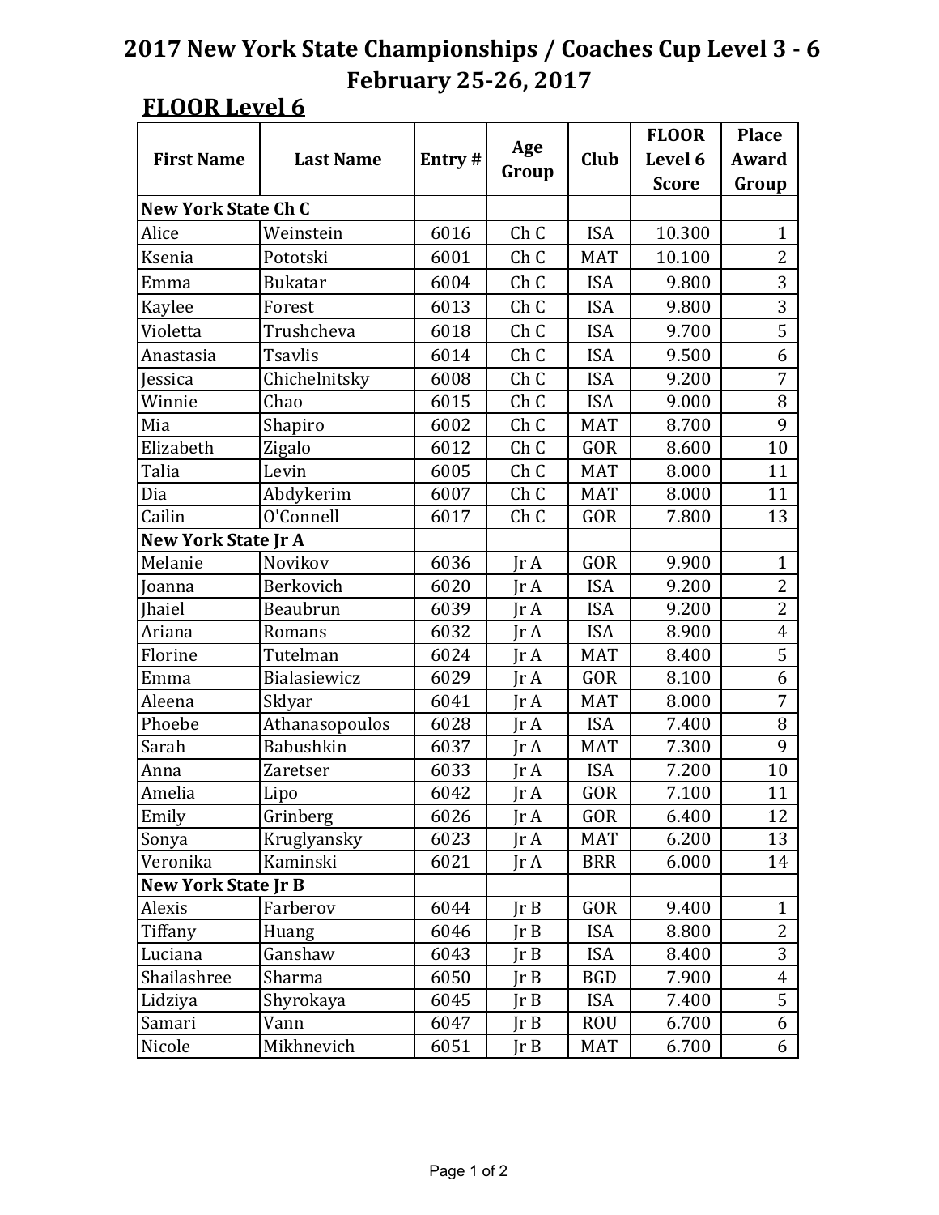# 2017 New York State Championships / Coaches Cup Level 3 - 6
## February 25-26, 2017

### FLOOR Level 6

| First Name | Last Name | Entry # | Age Group | Club | FLOOR Level 6 Score | Place Award Group |
|---|---|---|---|---|---|---|
| **New York State Ch C** | | | | | | |
| Alice | Weinstein | 6016 | Ch C | ISA | 10.300 | 1 |
| Ksenia | Pototski | 6001 | Ch C | MAT | 10.100 | 2 |
| Emma | Bukatar | 6004 | Ch C | ISA | 9.800 | 3 |
| Kaylee | Forest | 6013 | Ch C | ISA | 9.800 | 3 |
| Violetta | Trushcheva | 6018 | Ch C | ISA | 9.700 | 5 |
| Anastasia | Tsavlis | 6014 | Ch C | ISA | 9.500 | 6 |
| Jessica | Chichelnitsky | 6008 | Ch C | ISA | 9.200 | 7 |
| Winnie | Chao | 6015 | Ch C | ISA | 9.000 | 8 |
| Mia | Shapiro | 6002 | Ch C | MAT | 8.700 | 9 |
| Elizabeth | Zigalo | 6012 | Ch C | GOR | 8.600 | 10 |
| Talia | Levin | 6005 | Ch C | MAT | 8.000 | 11 |
| Dia | Abdykerim | 6007 | Ch C | MAT | 8.000 | 11 |
| Cailin | O'Connell | 6017 | Ch C | GOR | 7.800 | 13 |
| **New York State Jr A** | | | | | | |
| Melanie | Novikov | 6036 | Jr A | GOR | 9.900 | 1 |
| Joanna | Berkovich | 6020 | Jr A | ISA | 9.200 | 2 |
| Jhaiel | Beaubrun | 6039 | Jr A | ISA | 9.200 | 2 |
| Ariana | Romans | 6032 | Jr A | ISA | 8.900 | 4 |
| Florine | Tutelman | 6024 | Jr A | MAT | 8.400 | 5 |
| Emma | Bialasiewicz | 6029 | Jr A | GOR | 8.100 | 6 |
| Aleena | Sklyar | 6041 | Jr A | MAT | 8.000 | 7 |
| Phoebe | Athanasopoulos | 6028 | Jr A | ISA | 7.400 | 8 |
| Sarah | Babushkin | 6037 | Jr A | MAT | 7.300 | 9 |
| Anna | Zaretser | 6033 | Jr A | ISA | 7.200 | 10 |
| Amelia | Lipo | 6042 | Jr A | GOR | 7.100 | 11 |
| Emily | Grinberg | 6026 | Jr A | GOR | 6.400 | 12 |
| Sonya | Kruglyansky | 6023 | Jr A | MAT | 6.200 | 13 |
| Veronika | Kaminski | 6021 | Jr A | BRR | 6.000 | 14 |
| **New York State Jr B** | | | | | | |
| Alexis | Farberov | 6044 | Jr B | GOR | 9.400 | 1 |
| Tiffany | Huang | 6046 | Jr B | ISA | 8.800 | 2 |
| Luciana | Ganshaw | 6043 | Jr B | ISA | 8.400 | 3 |
| Shailashree | Sharma | 6050 | Jr B | BGD | 7.900 | 4 |
| Lidziya | Shyrokaya | 6045 | Jr B | ISA | 7.400 | 5 |
| Samari | Vann | 6047 | Jr B | ROU | 6.700 | 6 |
| Nicole | Mikhnevich | 6051 | Jr B | MAT | 6.700 | 6 |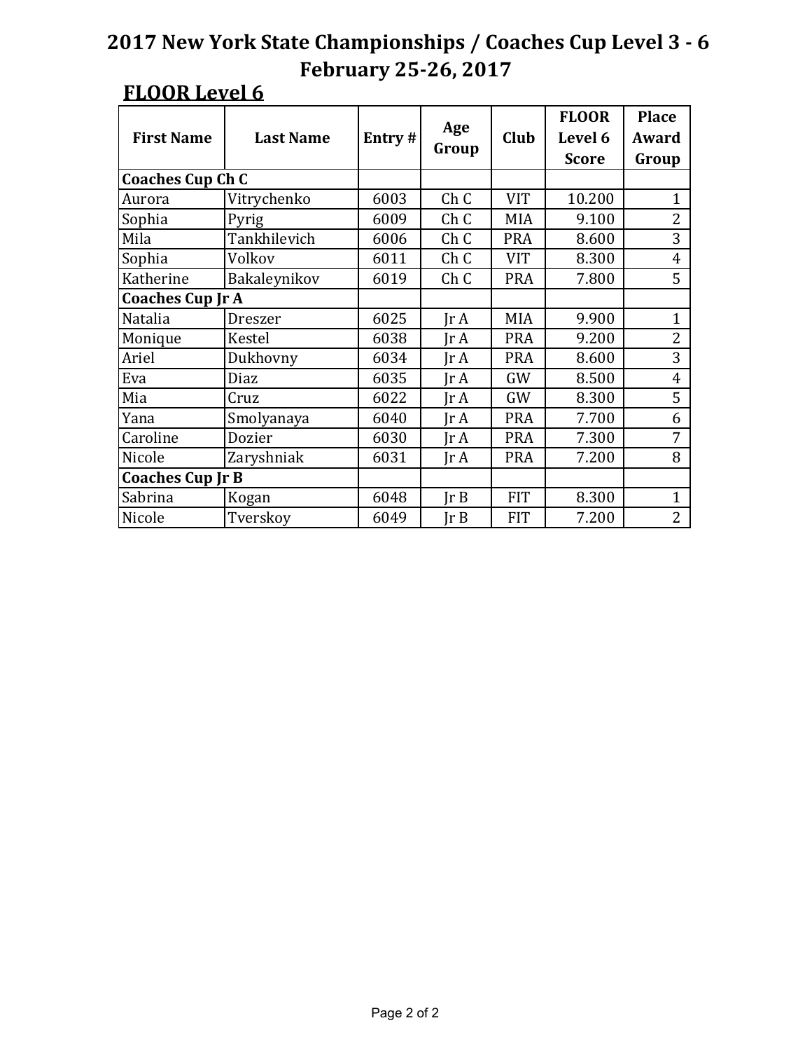# 2017 New York State Championships / Coaches Cup Level 3 - 6
## February 25-26, 2017

## FLOOR Level 6

| First Name | Last Name | Entry # | Age Group | Club | FLOOR Level 6 Score | Place Award Group |
|---|---|---|---|---|---|---|
| **Coaches Cup Ch C** | | | | | | |
| Aurora | Vitrychenko | 6003 | Ch C | VIT | 10.200 | 1 |
| Sophia | Pyrig | 6009 | Ch C | MIA | 9.100 | 2 |
| Mila | Tankhilevich | 6006 | Ch C | PRA | 8.600 | 3 |
| Sophia | Volkov | 6011 | Ch C | VIT | 8.300 | 4 |
| Katherine | Bakaleynikov | 6019 | Ch C | PRA | 7.800 | 5 |
| **Coaches Cup Jr A** | | | | | | |
| Natalia | Dreszer | 6025 | Jr A | MIA | 9.900 | 1 |
| Monique | Kestel | 6038 | Jr A | PRA | 9.200 | 2 |
| Ariel | Dukhovny | 6034 | Jr A | PRA | 8.600 | 3 |
| Eva | Diaz | 6035 | Jr A | GW | 8.500 | 4 |
| Mia | Cruz | 6022 | Jr A | GW | 8.300 | 5 |
| Yana | Smolyanaya | 6040 | Jr A | PRA | 7.700 | 6 |
| Caroline | Dozier | 6030 | Jr A | PRA | 7.300 | 7 |
| Nicole | Zaryshniak | 6031 | Jr A | PRA | 7.200 | 8 |
| **Coaches Cup Jr B** | | | | | | |
| Sabrina | Kogan | 6048 | Jr B | FIT | 8.300 | 1 |
| Nicole | Tverskoy | 6049 | Jr B | FIT | 7.200 | 2 |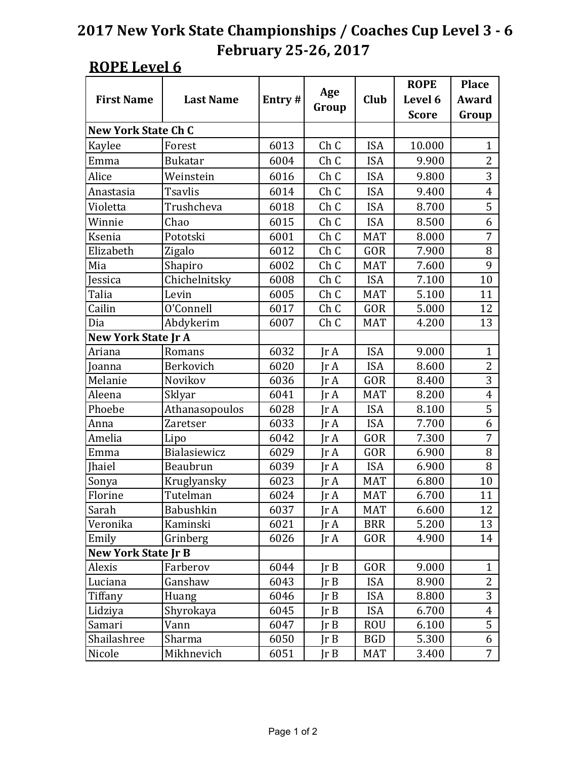# 2017 New York State Championships / Coaches Cup Level 3 - 6
# February 25-26, 2017

## ROPE Level 6

| First Name | Last Name | Entry # | Age Group | Club | ROPE Level 6 Score | Place Award Group |
|---|---|---|---|---|---|---|
| **New York State Ch C** | | | | | | |
| Kaylee | Forest | 6013 | Ch C | ISA | 10.000 | 1 |
| Emma | Bukatar | 6004 | Ch C | ISA | 9.900 | 2 |
| Alice | Weinstein | 6016 | Ch C | ISA | 9.800 | 3 |
| Anastasia | Tsavlis | 6014 | Ch C | ISA | 9.400 | 4 |
| Violetta | Trushcheva | 6018 | Ch C | ISA | 8.700 | 5 |
| Winnie | Chao | 6015 | Ch C | ISA | 8.500 | 6 |
| Ksenia | Pototski | 6001 | Ch C | MAT | 8.000 | 7 |
| Elizabeth | Zigalo | 6012 | Ch C | GOR | 7.900 | 8 |
| Mia | Shapiro | 6002 | Ch C | MAT | 7.600 | 9 |
| Jessica | Chichelnitsky | 6008 | Ch C | ISA | 7.100 | 10 |
| Talia | Levin | 6005 | Ch C | MAT | 5.100 | 11 |
| Cailin | O'Connell | 6017 | Ch C | GOR | 5.000 | 12 |
| Dia | Abdykerim | 6007 | Ch C | MAT | 4.200 | 13 |
| **New York State Jr A** | | | | | | |
| Ariana | Romans | 6032 | Jr A | ISA | 9.000 | 1 |
| Joanna | Berkovich | 6020 | Jr A | ISA | 8.600 | 2 |
| Melanie | Novikov | 6036 | Jr A | GOR | 8.400 | 3 |
| Aleena | Sklyar | 6041 | Jr A | MAT | 8.200 | 4 |
| Phoebe | Athanasopoulos | 6028 | Jr A | ISA | 8.100 | 5 |
| Anna | Zaretser | 6033 | Jr A | ISA | 7.700 | 6 |
| Amelia | Lipo | 6042 | Jr A | GOR | 7.300 | 7 |
| Emma | Bialasiewicz | 6029 | Jr A | GOR | 6.900 | 8 |
| Jhaiel | Beaubrun | 6039 | Jr A | ISA | 6.900 | 8 |
| Sonya | Kruglyansky | 6023 | Jr A | MAT | 6.800 | 10 |
| Florine | Tutelman | 6024 | Jr A | MAT | 6.700 | 11 |
| Sarah | Babushkin | 6037 | Jr A | MAT | 6.600 | 12 |
| Veronika | Kaminski | 6021 | Jr A | BRR | 5.200 | 13 |
| Emily | Grinberg | 6026 | Jr A | GOR | 4.900 | 14 |
| **New York State Jr B** | | | | | | |
| Alexis | Farberov | 6044 | Jr B | GOR | 9.000 | 1 |
| Luciana | Ganshaw | 6043 | Jr B | ISA | 8.900 | 2 |
| Tiffany | Huang | 6046 | Jr B | ISA | 8.800 | 3 |
| Lidziya | Shyrokaya | 6045 | Jr B | ISA | 6.700 | 4 |
| Samari | Vann | 6047 | Jr B | ROU | 6.100 | 5 |
| Shailashree | Sharma | 6050 | Jr B | BGD | 5.300 | 6 |
| Nicole | Mikhnevich | 6051 | Jr B | MAT | 3.400 | 7 |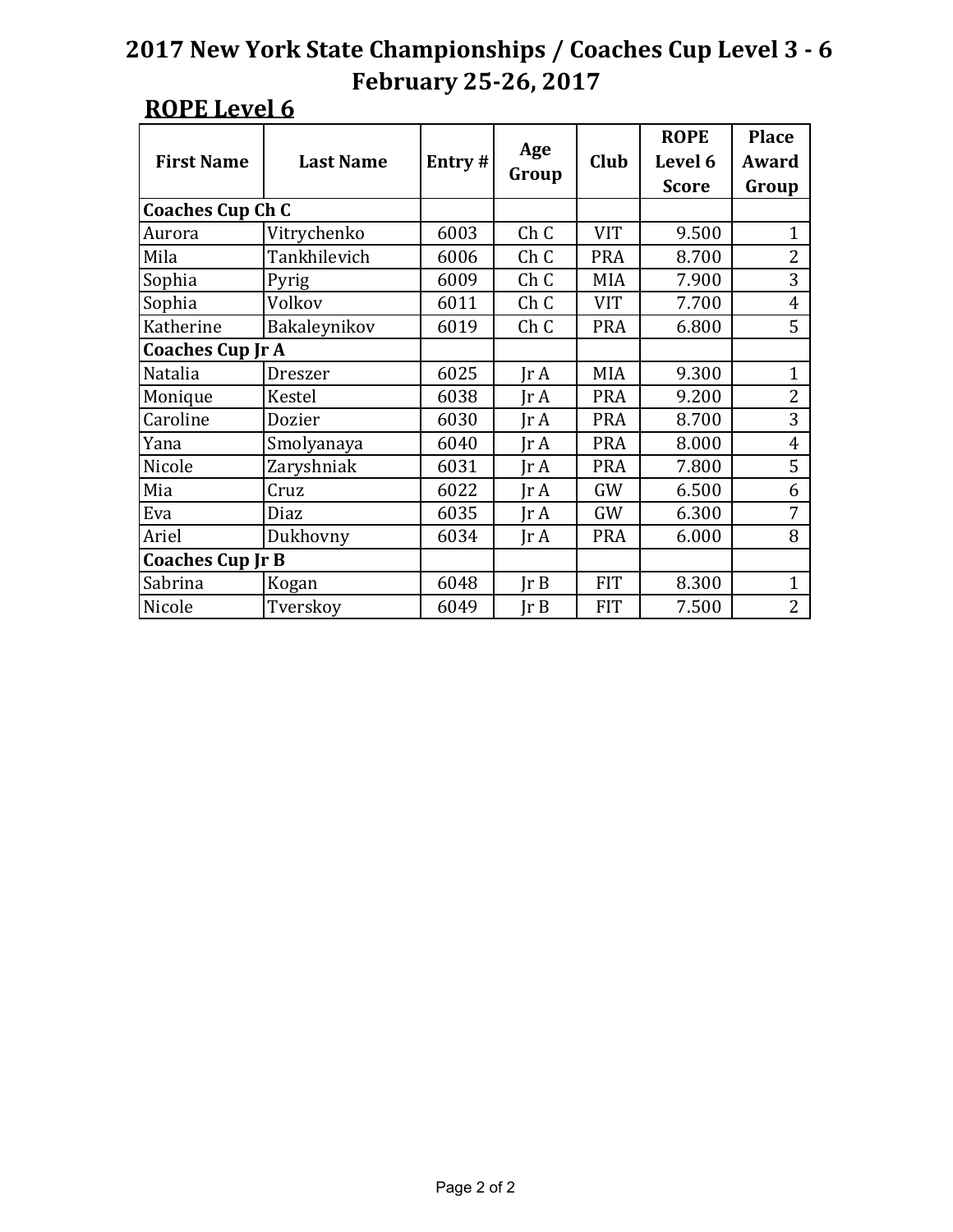# 2017 New York State Championships / Coaches Cup Level 3 - 6
## February 25-26, 2017

### ROPE Level 6

| First Name | Last Name | Entry # | Age Group | Club | ROPE Level 6 Score | Place Award Group |
|---|---|---|---|---|---|---|
| **Coaches Cup Ch C** | | | | | | |
| Aurora | Vitrychenko | 6003 | Ch C | VIT | 9.500 | 1 |
| Mila | Tankhilevich | 6006 | Ch C | PRA | 8.700 | 2 |
| Sophia | Pyrig | 6009 | Ch C | MIA | 7.900 | 3 |
| Sophia | Volkov | 6011 | Ch C | VIT | 7.700 | 4 |
| Katherine | Bakaleynikov | 6019 | Ch C | PRA | 6.800 | 5 |
| **Coaches Cup Jr A** | | | | | | |
| Natalia | Dreszer | 6025 | Jr A | MIA | 9.300 | 1 |
| Monique | Kestel | 6038 | Jr A | PRA | 9.200 | 2 |
| Caroline | Dozier | 6030 | Jr A | PRA | 8.700 | 3 |
| Yana | Smolyanaya | 6040 | Jr A | PRA | 8.000 | 4 |
| Nicole | Zaryshniak | 6031 | Jr A | PRA | 7.800 | 5 |
| Mia | Cruz | 6022 | Jr A | GW | 6.500 | 6 |
| Eva | Diaz | 6035 | Jr A | GW | 6.300 | 7 |
| Ariel | Dukhovny | 6034 | Jr A | PRA | 6.000 | 8 |
| **Coaches Cup Jr B** | | | | | | |
| Sabrina | Kogan | 6048 | Jr B | FIT | 8.300 | 1 |
| Nicole | Tverskoy | 6049 | Jr B | FIT | 7.500 | 2 |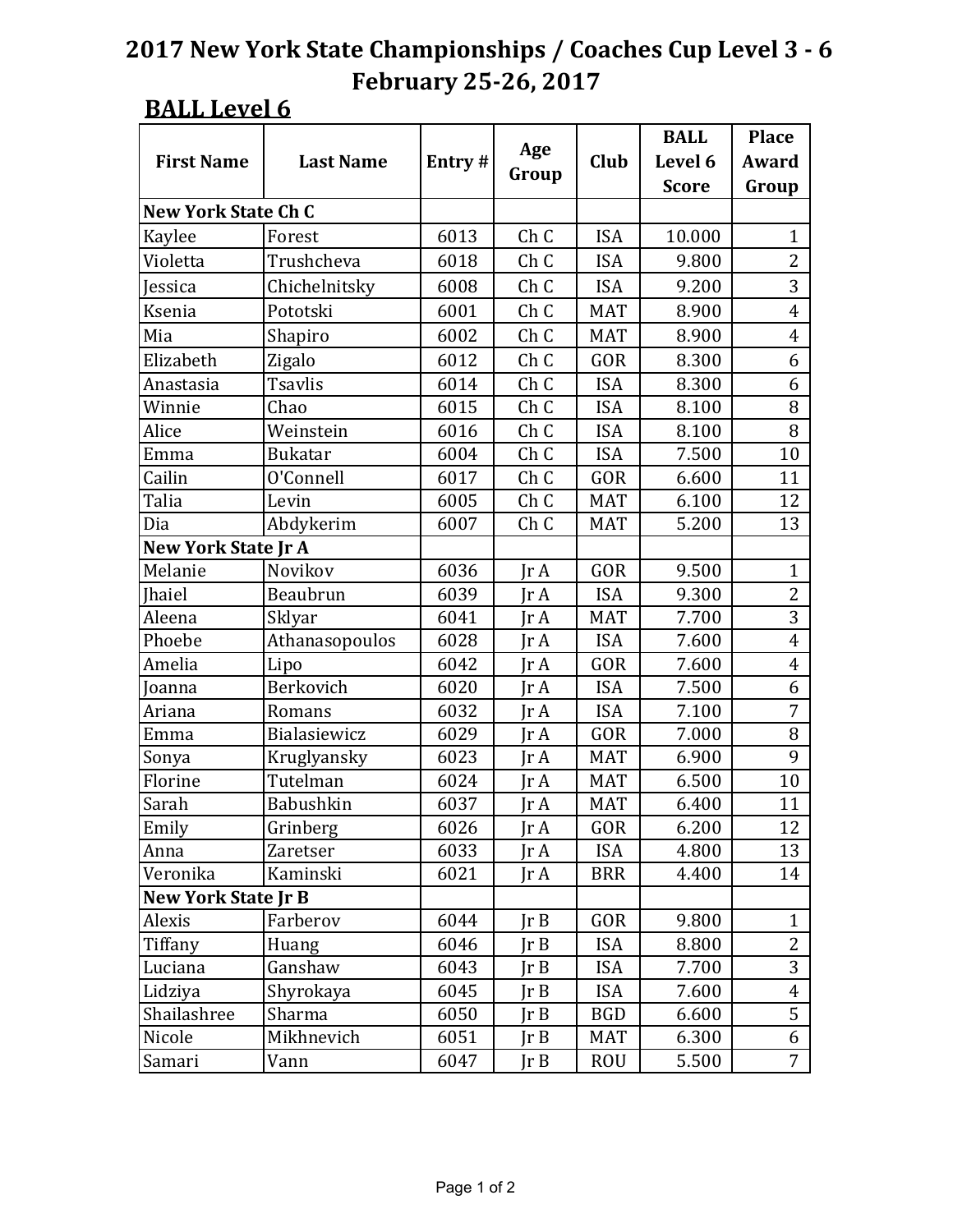# 2017 New York State Championships / Coaches Cup Level 3 - 6
## February 25-26, 2017

### BALL Level 6

| First Name | Last Name | Entry # | Age Group | Club | BALL Level 6 Score | Place Award Group |
|---|---|---|---|---|---|---|
| **New York State Ch C** | | | | | | |
| Kaylee | Forest | 6013 | Ch C | ISA | 10.000 | 1 |
| Violetta | Trushcheva | 6018 | Ch C | ISA | 9.800 | 2 |
| Jessica | Chichelnitsky | 6008 | Ch C | ISA | 9.200 | 3 |
| Ksenia | Pototski | 6001 | Ch C | MAT | 8.900 | 4 |
| Mia | Shapiro | 6002 | Ch C | MAT | 8.900 | 4 |
| Elizabeth | Zigalo | 6012 | Ch C | GOR | 8.300 | 6 |
| Anastasia | Tsavlis | 6014 | Ch C | ISA | 8.300 | 6 |
| Winnie | Chao | 6015 | Ch C | ISA | 8.100 | 8 |
| Alice | Weinstein | 6016 | Ch C | ISA | 8.100 | 8 |
| Emma | Bukatar | 6004 | Ch C | ISA | 7.500 | 10 |
| Cailin | O'Connell | 6017 | Ch C | GOR | 6.600 | 11 |
| Talia | Levin | 6005 | Ch C | MAT | 6.100 | 12 |
| Dia | Abdykerim | 6007 | Ch C | MAT | 5.200 | 13 |
| **New York State Jr A** | | | | | | |
| Melanie | Novikov | 6036 | Jr A | GOR | 9.500 | 1 |
| Jhaiel | Beaubrun | 6039 | Jr A | ISA | 9.300 | 2 |
| Aleena | Sklyar | 6041 | Jr A | MAT | 7.700 | 3 |
| Phoebe | Athanasopoulos | 6028 | Jr A | ISA | 7.600 | 4 |
| Amelia | Lipo | 6042 | Jr A | GOR | 7.600 | 4 |
| Joanna | Berkovich | 6020 | Jr A | ISA | 7.500 | 6 |
| Ariana | Romans | 6032 | Jr A | ISA | 7.100 | 7 |
| Emma | Bialasiewicz | 6029 | Jr A | GOR | 7.000 | 8 |
| Sonya | Kruglyansky | 6023 | Jr A | MAT | 6.900 | 9 |
| Florine | Tutelman | 6024 | Jr A | MAT | 6.500 | 10 |
| Sarah | Babushkin | 6037 | Jr A | MAT | 6.400 | 11 |
| Emily | Grinberg | 6026 | Jr A | GOR | 6.200 | 12 |
| Anna | Zaretser | 6033 | Jr A | ISA | 4.800 | 13 |
| Veronika | Kaminski | 6021 | Jr A | BRR | 4.400 | 14 |
| **New York State Jr B** | | | | | | |
| Alexis | Farberov | 6044 | Jr B | GOR | 9.800 | 1 |
| Tiffany | Huang | 6046 | Jr B | ISA | 8.800 | 2 |
| Luciana | Ganshaw | 6043 | Jr B | ISA | 7.700 | 3 |
| Lidziya | Shyrokaya | 6045 | Jr B | ISA | 7.600 | 4 |
| Shailashree | Sharma | 6050 | Jr B | BGD | 6.600 | 5 |
| Nicole | Mikhnevich | 6051 | Jr B | MAT | 6.300 | 6 |
| Samari | Vann | 6047 | Jr B | ROU | 5.500 | 7 |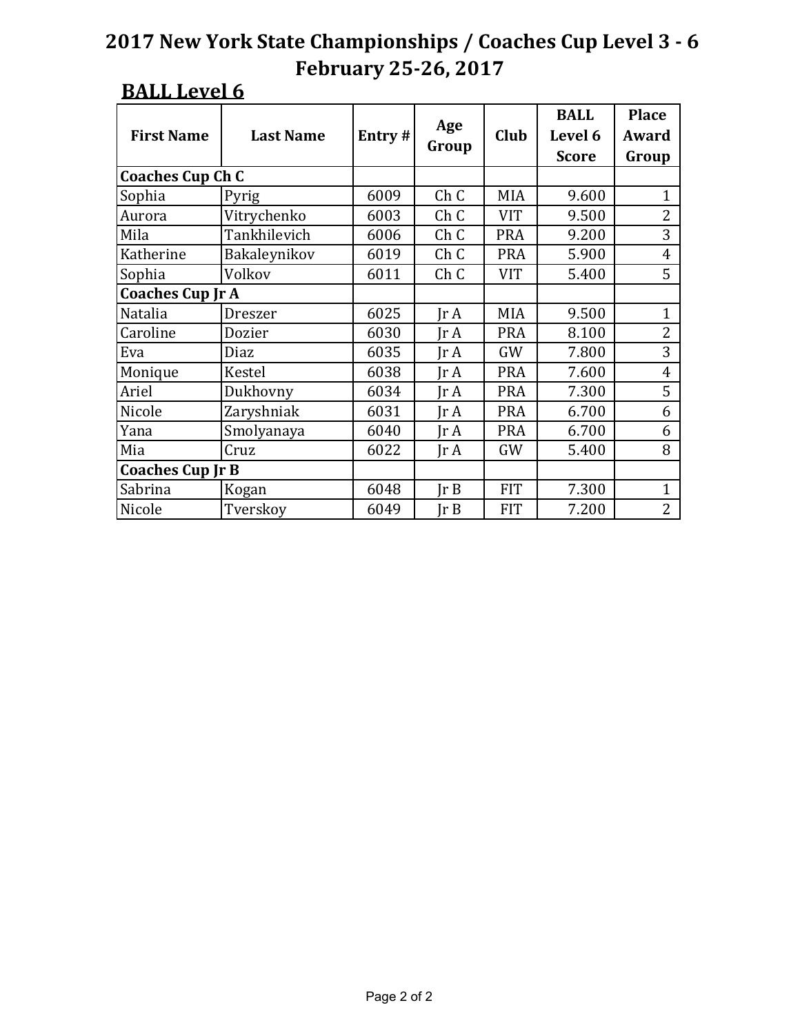# 2017 New York State Championships / Coaches Cup Level 3 - 6
# February 25-26, 2017

## BALL Level 6

| First Name | Last Name | Entry # | Age Group | Club | BALL Level 6 Score | Place Award Group |
|---|---|---|---|---|---|---|
| **Coaches Cup Ch C** | | | | | | |
| Sophia | Pyrig | 6009 | Ch C | MIA | 9.600 | 1 |
| Aurora | Vitrychenko | 6003 | Ch C | VIT | 9.500 | 2 |
| Mila | Tankhilevich | 6006 | Ch C | PRA | 9.200 | 3 |
| Katherine | Bakaleynikov | 6019 | Ch C | PRA | 5.900 | 4 |
| Sophia | Volkov | 6011 | Ch C | VIT | 5.400 | 5 |
| **Coaches Cup Jr A** | | | | | | |
| Natalia | Dreszer | 6025 | Jr A | MIA | 9.500 | 1 |
| Caroline | Dozier | 6030 | Jr A | PRA | 8.100 | 2 |
| Eva | Diaz | 6035 | Jr A | GW | 7.800 | 3 |
| Monique | Kestel | 6038 | Jr A | PRA | 7.600 | 4 |
| Ariel | Dukhovny | 6034 | Jr A | PRA | 7.300 | 5 |
| Nicole | Zaryshniak | 6031 | Jr A | PRA | 6.700 | 6 |
| Yana | Smolyanaya | 6040 | Jr A | PRA | 6.700 | 6 |
| Mia | Cruz | 6022 | Jr A | GW | 5.400 | 8 |
| **Coaches Cup Jr B** | | | | | | |
| Sabrina | Kogan | 6048 | Jr B | FIT | 7.300 | 1 |
| Nicole | Tverskoy | 6049 | Jr B | FIT | 7.200 | 2 |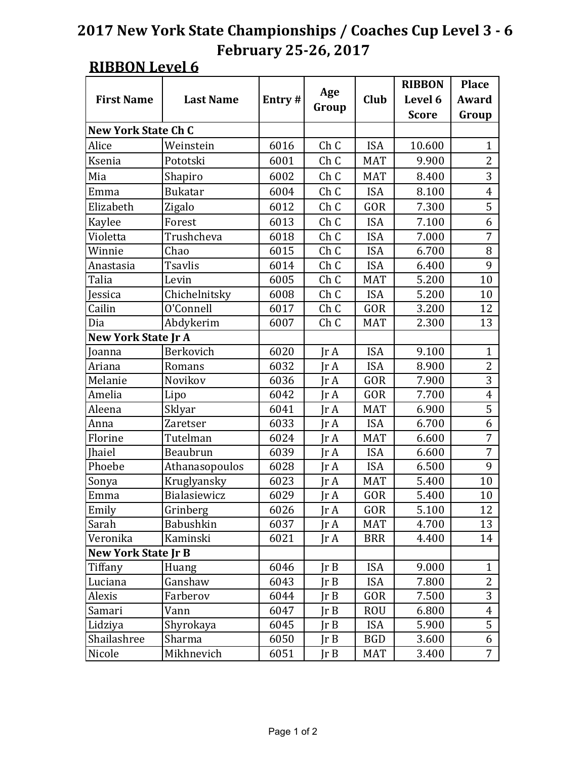# 2017 New York State Championships / Coaches Cup Level 3 - 6
# February 25-26, 2017

## RIBBON Level 6

| First Name | Last Name | Entry # | Age Group | Club | RIBBON Level 6 Score | Place Award Group |
|---|---|---|---|---|---|---|
| **New York State Ch C** | | | | | | |
| Alice | Weinstein | 6016 | Ch C | ISA | 10.600 | 1 |
| Ksenia | Pototski | 6001 | Ch C | MAT | 9.900 | 2 |
| Mia | Shapiro | 6002 | Ch C | MAT | 8.400 | 3 |
| Emma | Bukatar | 6004 | Ch C | ISA | 8.100 | 4 |
| Elizabeth | Zigalo | 6012 | Ch C | GOR | 7.300 | 5 |
| Kaylee | Forest | 6013 | Ch C | ISA | 7.100 | 6 |
| Violetta | Trushcheva | 6018 | Ch C | ISA | 7.000 | 7 |
| Winnie | Chao | 6015 | Ch C | ISA | 6.700 | 8 |
| Anastasia | Tsavlis | 6014 | Ch C | ISA | 6.400 | 9 |
| Talia | Levin | 6005 | Ch C | MAT | 5.200 | 10 |
| Jessica | Chichelnitsky | 6008 | Ch C | ISA | 5.200 | 10 |
| Cailin | O'Connell | 6017 | Ch C | GOR | 3.200 | 12 |
| Dia | Abdykerim | 6007 | Ch C | MAT | 2.300 | 13 |
| **New York State Jr A** | | | | | | |
| Joanna | Berkovich | 6020 | Jr A | ISA | 9.100 | 1 |
| Ariana | Romans | 6032 | Jr A | ISA | 8.900 | 2 |
| Melanie | Novikov | 6036 | Jr A | GOR | 7.900 | 3 |
| Amelia | Lipo | 6042 | Jr A | GOR | 7.700 | 4 |
| Aleena | Sklyar | 6041 | Jr A | MAT | 6.900 | 5 |
| Anna | Zaretser | 6033 | Jr A | ISA | 6.700 | 6 |
| Florine | Tutelman | 6024 | Jr A | MAT | 6.600 | 7 |
| Jhaiel | Beaubrun | 6039 | Jr A | ISA | 6.600 | 7 |
| Phoebe | Athanasopoulos | 6028 | Jr A | ISA | 6.500 | 9 |
| Sonya | Kruglyansky | 6023 | Jr A | MAT | 5.400 | 10 |
| Emma | Bialasiewicz | 6029 | Jr A | GOR | 5.400 | 10 |
| Emily | Grinberg | 6026 | Jr A | GOR | 5.100 | 12 |
| Sarah | Babushkin | 6037 | Jr A | MAT | 4.700 | 13 |
| Veronika | Kaminski | 6021 | Jr A | BRR | 4.400 | 14 |
| **New York State Jr B** | | | | | | |
| Tiffany | Huang | 6046 | Jr B | ISA | 9.000 | 1 |
| Luciana | Ganshaw | 6043 | Jr B | ISA | 7.800 | 2 |
| Alexis | Farberov | 6044 | Jr B | GOR | 7.500 | 3 |
| Samari | Vann | 6047 | Jr B | ROU | 6.800 | 4 |
| Lidziya | Shyrokaya | 6045 | Jr B | ISA | 5.900 | 5 |
| Shailashree | Sharma | 6050 | Jr B | BGD | 3.600 | 6 |
| Nicole | Mikhnevich | 6051 | Jr B | MAT | 3.400 | 7 |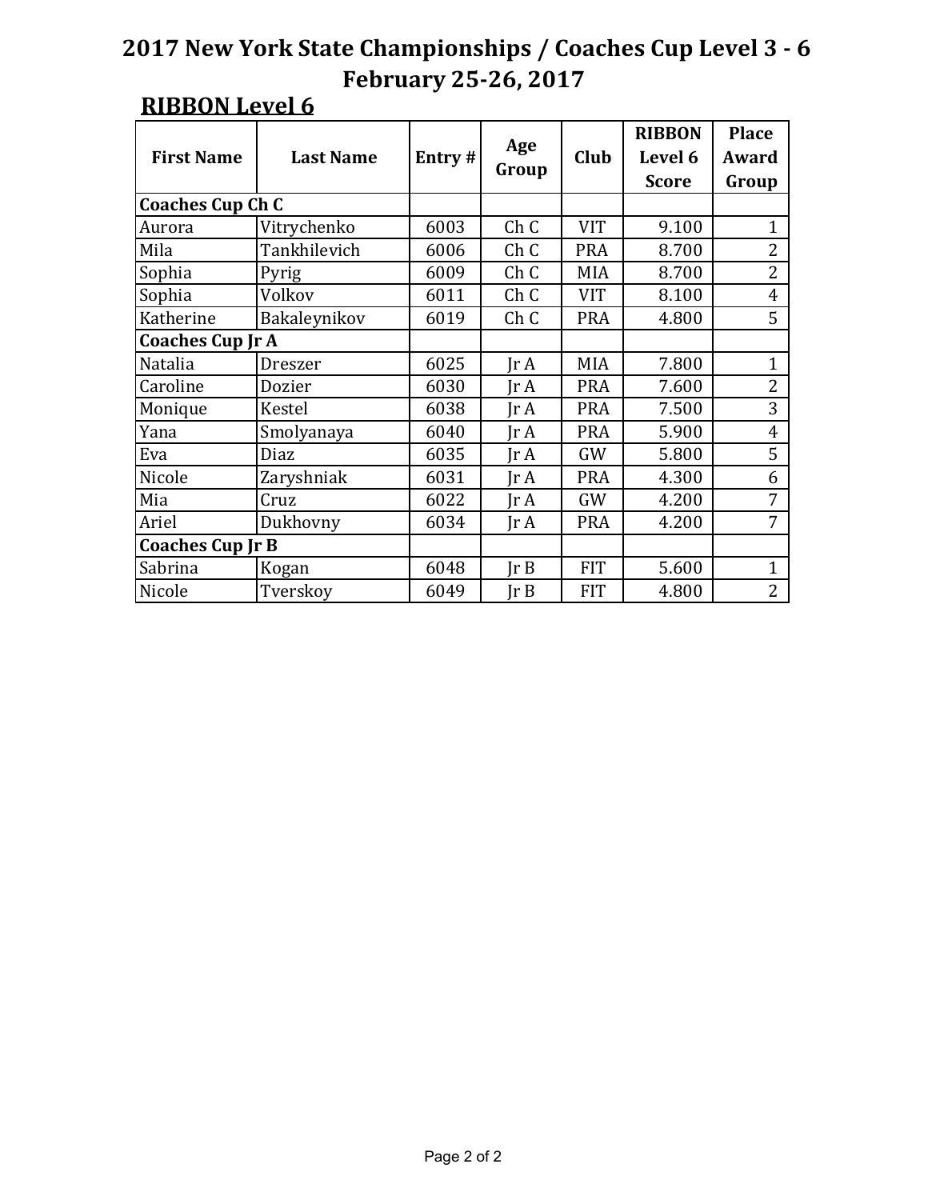# 2017 New York State Championships / Coaches Cup Level 3 - 6
# February 25-26, 2017

## RIBBON Level 6

| First Name | Last Name | Entry # | Age Group | Club | RIBBON Level 6 Score | Place Award Group |
|---|---|---|---|---|---|---|
| **Coaches Cup Ch C** | | | | | | |
| Aurora | Vitrychenko | 6003 | Ch C | VIT | 9.100 | 1 |
| Mila | Tankhilevich | 6006 | Ch C | PRA | 8.700 | 2 |
| Sophia | Pyrig | 6009 | Ch C | MIA | 8.700 | 2 |
| Sophia | Volkov | 6011 | Ch C | VIT | 8.100 | 4 |
| Katherine | Bakaleynikov | 6019 | Ch C | PRA | 4.800 | 5 |
| **Coaches Cup Jr A** | | | | | | |
| Natalia | Dreszer | 6025 | Jr A | MIA | 7.800 | 1 |
| Caroline | Dozier | 6030 | Jr A | PRA | 7.600 | 2 |
| Monique | Kestel | 6038 | Jr A | PRA | 7.500 | 3 |
| Yana | Smolyanaya | 6040 | Jr A | PRA | 5.900 | 4 |
| Eva | Diaz | 6035 | Jr A | GW | 5.800 | 5 |
| Nicole | Zaryshniak | 6031 | Jr A | PRA | 4.300 | 6 |
| Mia | Cruz | 6022 | Jr A | GW | 4.200 | 7 |
| Ariel | Dukhovny | 6034 | Jr A | PRA | 4.200 | 7 |
| **Coaches Cup Jr B** | | | | | | |
| Sabrina | Kogan | 6048 | Jr B | FIT | 5.600 | 1 |
| Nicole | Tverskoy | 6049 | Jr B | FIT | 4.800 | 2 |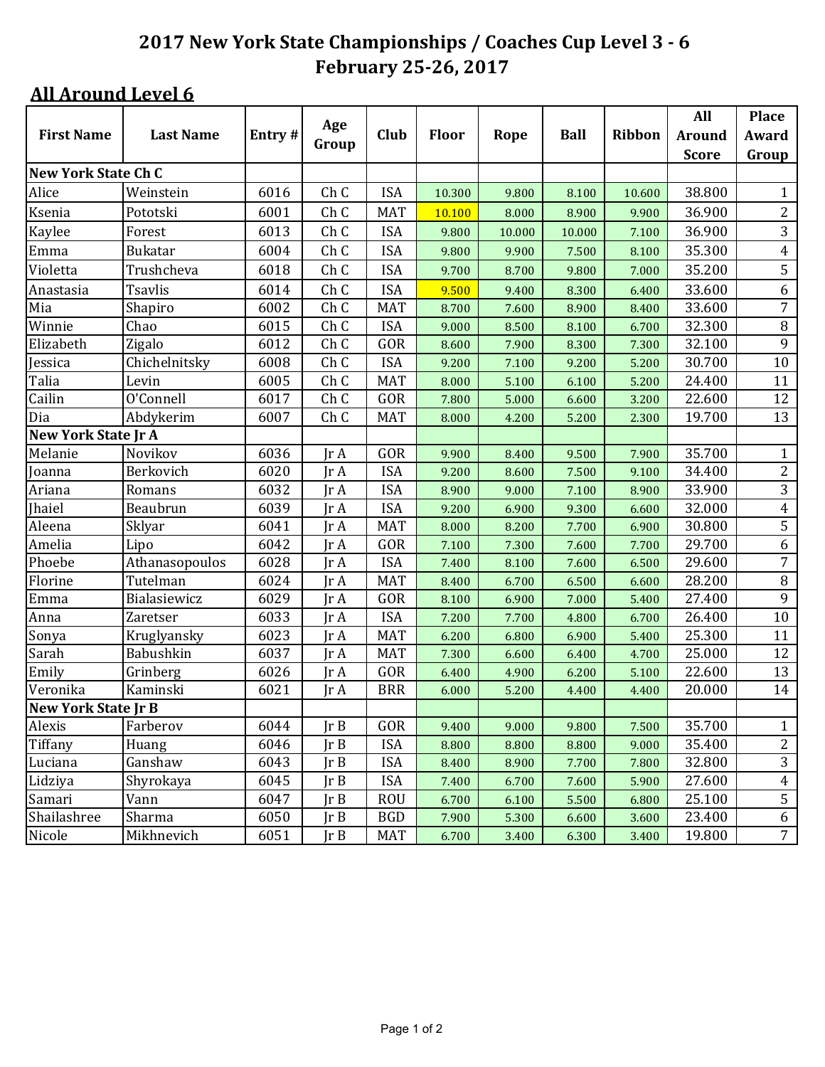# 2017 New York State Championships / Coaches Cup Level 3 - 6
## February 25-26, 2017

## All Around Level 6

| First Name | Last Name | Entry # | Age Group | Club | Floor | Rope | Ball | Ribbon | All Around Score | Place Award Group |
|---|---|---|---|---|---|---|---|---|---|---|
| **New York State Ch C** | | | | | | | | | | |
| Alice | Weinstein | 6016 | Ch C | ISA | 10.300 | 9.800 | 8.100 | 10.600 | 38.800 | 1 |
| Ksenia | Pototski | 6001 | Ch C | MAT | 10.100 | 8.000 | 8.900 | 9.900 | 36.900 | 2 |
| Kaylee | Forest | 6013 | Ch C | ISA | 9.800 | 10.000 | 10.000 | 7.100 | 36.900 | 3 |
| Emma | Bukatar | 6004 | Ch C | ISA | 9.800 | 9.900 | 7.500 | 8.100 | 35.300 | 4 |
| Violetta | Trushcheva | 6018 | Ch C | ISA | 9.700 | 8.700 | 9.800 | 7.000 | 35.200 | 5 |
| Anastasia | Tsavlis | 6014 | Ch C | ISA | 9.500 | 9.400 | 8.300 | 6.400 | 33.600 | 6 |
| Mia | Shapiro | 6002 | Ch C | MAT | 8.700 | 7.600 | 8.900 | 8.400 | 33.600 | 7 |
| Winnie | Chao | 6015 | Ch C | ISA | 9.000 | 8.500 | 8.100 | 6.700 | 32.300 | 8 |
| Elizabeth | Zigalo | 6012 | Ch C | GOR | 8.600 | 7.900 | 8.300 | 7.300 | 32.100 | 9 |
| Jessica | Chichelnitsky | 6008 | Ch C | ISA | 9.200 | 7.100 | 9.200 | 5.200 | 30.700 | 10 |
| Talia | Levin | 6005 | Ch C | MAT | 8.000 | 5.100 | 6.100 | 5.200 | 24.400 | 11 |
| Cailin | O'Connell | 6017 | Ch C | GOR | 7.800 | 5.000 | 6.600 | 3.200 | 22.600 | 12 |
| Dia | Abdykerim | 6007 | Ch C | MAT | 8.000 | 4.200 | 5.200 | 2.300 | 19.700 | 13 |
| **New York State Jr A** | | | | | | | | | | |
| Melanie | Novikov | 6036 | Jr A | GOR | 9.900 | 8.400 | 9.500 | 7.900 | 35.700 | 1 |
| Joanna | Berkovich | 6020 | Jr A | ISA | 9.200 | 8.600 | 7.500 | 9.100 | 34.400 | 2 |
| Ariana | Romans | 6032 | Jr A | ISA | 8.900 | 9.000 | 7.100 | 8.900 | 33.900 | 3 |
| Jhaiel | Beaubrun | 6039 | Jr A | ISA | 9.200 | 6.900 | 9.300 | 6.600 | 32.000 | 4 |
| Aleena | Sklyar | 6041 | Jr A | MAT | 8.000 | 8.200 | 7.700 | 6.900 | 30.800 | 5 |
| Amelia | Lipo | 6042 | Jr A | GOR | 7.100 | 7.300 | 7.600 | 7.700 | 29.700 | 6 |
| Phoebe | Athanasopoulos | 6028 | Jr A | ISA | 7.400 | 8.100 | 7.600 | 6.500 | 29.600 | 7 |
| Florine | Tutelman | 6024 | Jr A | MAT | 8.400 | 6.700 | 6.500 | 6.600 | 28.200 | 8 |
| Emma | Bialasiewicz | 6029 | Jr A | GOR | 8.100 | 6.900 | 7.000 | 5.400 | 27.400 | 9 |
| Anna | Zaretser | 6033 | Jr A | ISA | 7.200 | 7.700 | 4.800 | 6.700 | 26.400 | 10 |
| Sonya | Kruglyansky | 6023 | Jr A | MAT | 6.200 | 6.800 | 6.900 | 5.400 | 25.300 | 11 |
| Sarah | Babushkin | 6037 | Jr A | MAT | 7.300 | 6.600 | 6.400 | 4.700 | 25.000 | 12 |
| Emily | Grinberg | 6026 | Jr A | GOR | 6.400 | 4.900 | 6.200 | 5.100 | 22.600 | 13 |
| Veronika | Kaminski | 6021 | Jr A | BRR | 6.000 | 5.200 | 4.400 | 4.400 | 20.000 | 14 |
| **New York State Jr B** | | | | | | | | | | |
| Alexis | Farberov | 6044 | Jr B | GOR | 9.400 | 9.000 | 9.800 | 7.500 | 35.700 | 1 |
| Tiffany | Huang | 6046 | Jr B | ISA | 8.800 | 8.800 | 8.800 | 9.000 | 35.400 | 2 |
| Luciana | Ganshaw | 6043 | Jr B | ISA | 8.400 | 8.900 | 7.700 | 7.800 | 32.800 | 3 |
| Lidziya | Shyrokaya | 6045 | Jr B | ISA | 7.400 | 6.700 | 7.600 | 5.900 | 27.600 | 4 |
| Samari | Vann | 6047 | Jr B | ROU | 6.700 | 6.100 | 5.500 | 6.800 | 25.100 | 5 |
| Shailashree | Sharma | 6050 | Jr B | BGD | 7.900 | 5.300 | 6.600 | 3.600 | 23.400 | 6 |
| Nicole | Mikhnevich | 6051 | Jr B | MAT | 6.700 | 3.400 | 6.300 | 3.400 | 19.800 | 7 |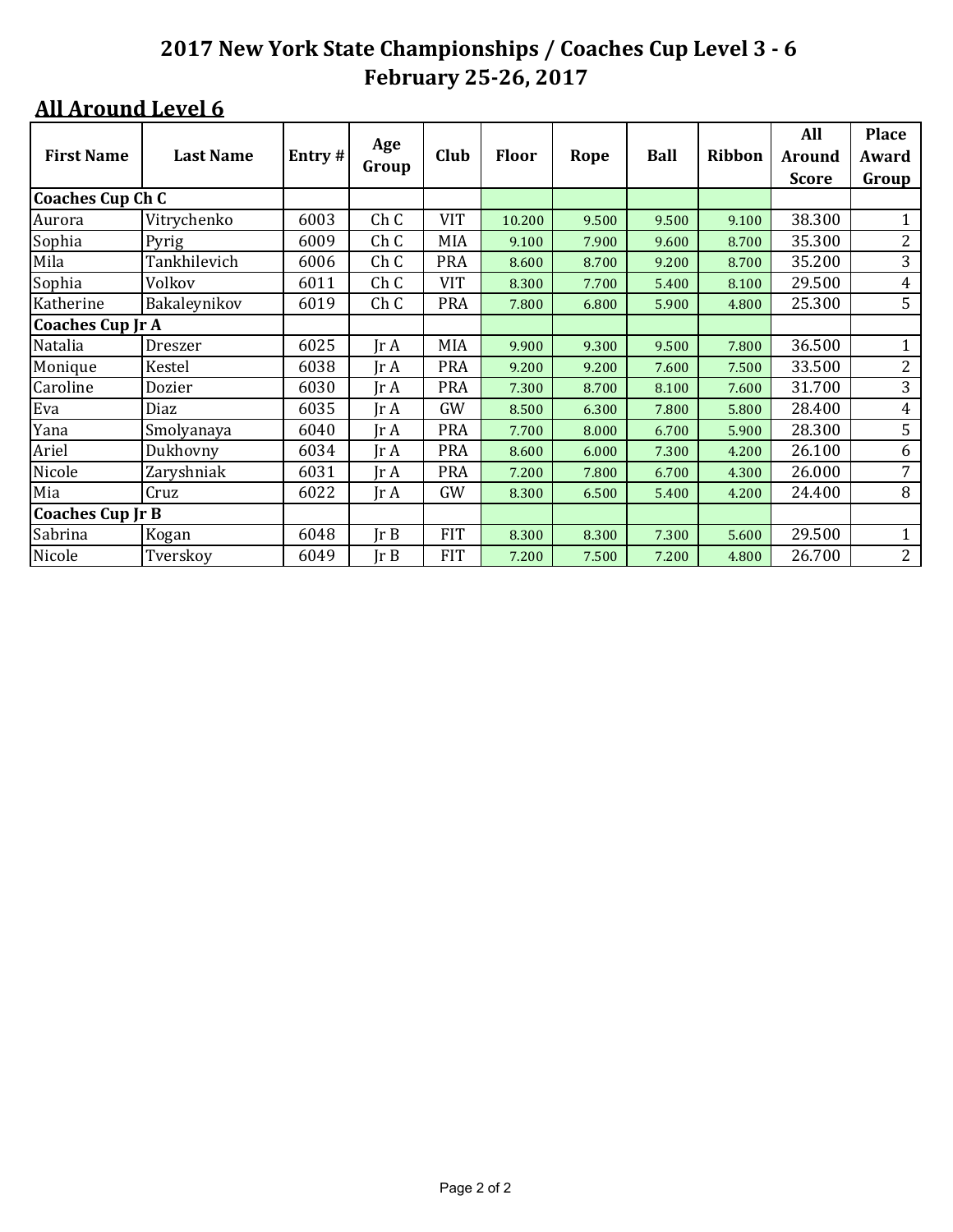# 2017 New York State Championships / Coaches Cup Level 3 - 6
## February 25-26, 2017

### All Around Level 6

| First Name | Last Name | Entry # | Age Group | Club | Floor | Rope | Ball | Ribbon | All Around Score | Place Award Group |
|---|---|---|---|---|---|---|---|---|---|---|
| **Coaches Cup Ch C** | | | | | | | | | | |
| Aurora | Vitrychenko | 6003 | Ch C | VIT | 10.200 | 9.500 | 9.500 | 9.100 | 38.300 | 1 |
| Sophia | Pyrig | 6009 | Ch C | MIA | 9.100 | 7.900 | 9.600 | 8.700 | 35.300 | 2 |
| Mila | Tankhilevich | 6006 | Ch C | PRA | 8.600 | 8.700 | 9.200 | 8.700 | 35.200 | 3 |
| Sophia | Volkov | 6011 | Ch C | VIT | 8.300 | 7.700 | 5.400 | 8.100 | 29.500 | 4 |
| Katherine | Bakaleynikov | 6019 | Ch C | PRA | 7.800 | 6.800 | 5.900 | 4.800 | 25.300 | 5 |
| **Coaches Cup Jr A** | | | | | | | | | | |
| Natalia | Dreszer | 6025 | Jr A | MIA | 9.900 | 9.300 | 9.500 | 7.800 | 36.500 | 1 |
| Monique | Kestel | 6038 | Jr A | PRA | 9.200 | 9.200 | 7.600 | 7.500 | 33.500 | 2 |
| Caroline | Dozier | 6030 | Jr A | PRA | 7.300 | 8.700 | 8.100 | 7.600 | 31.700 | 3 |
| Eva | Diaz | 6035 | Jr A | GW | 8.500 | 6.300 | 7.800 | 5.800 | 28.400 | 4 |
| Yana | Smolyanaya | 6040 | Jr A | PRA | 7.700 | 8.000 | 6.700 | 5.900 | 28.300 | 5 |
| Ariel | Dukhovny | 6034 | Jr A | PRA | 8.600 | 6.000 | 7.300 | 4.200 | 26.100 | 6 |
| Nicole | Zaryshniak | 6031 | Jr A | PRA | 7.200 | 7.800 | 6.700 | 4.300 | 26.000 | 7 |
| Mia | Cruz | 6022 | Jr A | GW | 8.300 | 6.500 | 5.400 | 4.200 | 24.400 | 8 |
| **Coaches Cup Jr B** | | | | | | | | | | |
| Sabrina | Kogan | 6048 | Jr B | FIT | 8.300 | 8.300 | 7.300 | 5.600 | 29.500 | 1 |
| Nicole | Tverskoy | 6049 | Jr B | FIT | 7.200 | 7.500 | 7.200 | 4.800 | 26.700 | 2 |